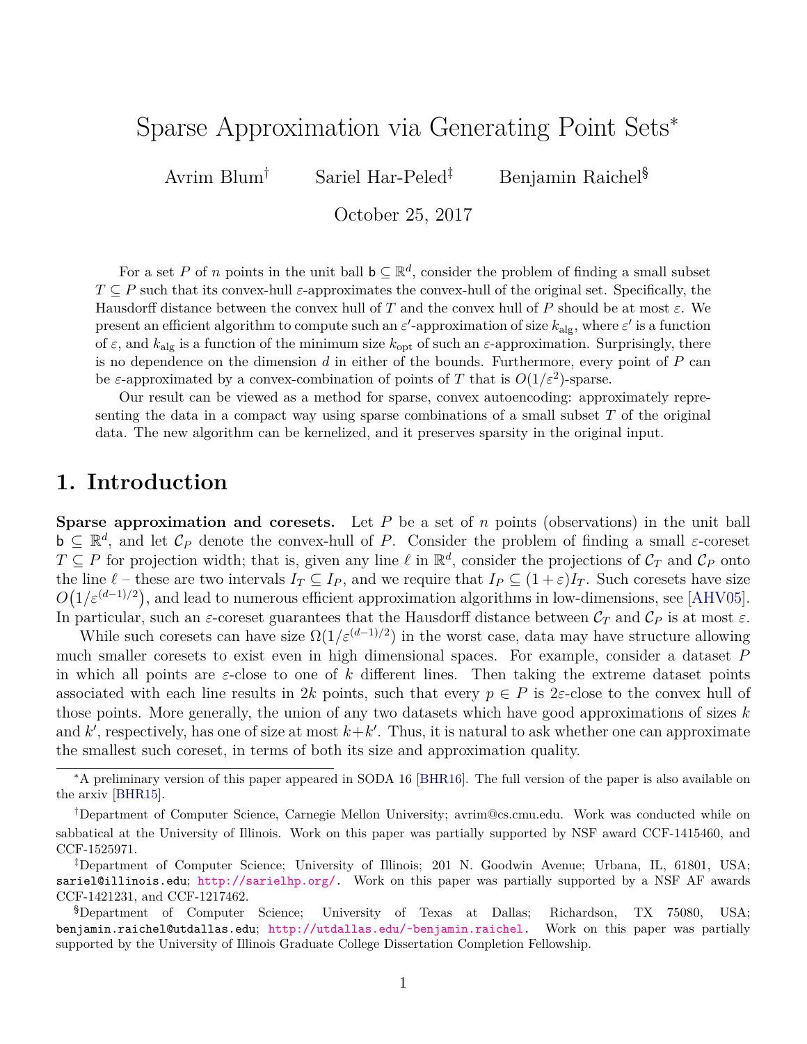# Sparse Approximation via Generating Point Sets*

Avrim Blum† Sariel Har-Peled‡ Benjamin Raichel§

October 25, 2017

For a set $P$ of $n$ points in the unit ball $\mathsf{b} \subseteq \mathbb{R}^d$, consider the problem of finding a small subset $T \subseteq P$ such that its convex-hull $\varepsilon$-approximates the convex-hull of the original set. Specifically, the Hausdorff distance between the convex hull of $T$ and the convex hull of $P$ should be at most $\varepsilon$. We present an efficient algorithm to compute such an $\varepsilon'$-approximation of size $k_{\mathrm{alg}}$, where $\varepsilon'$ is a function of $\varepsilon$, and $k_{\mathrm{alg}}$ is a function of the minimum size $k_{\mathrm{opt}}$ of such an $\varepsilon$-approximation. Surprisingly, there is no dependence on the dimension $d$ in either of the bounds. Furthermore, every point of $P$ can be $\varepsilon$-approximated by a convex-combination of points of $T$ that is $O(1/\varepsilon^2)$-sparse.

Our result can be viewed as a method for sparse, convex autoencoding: approximately representing the data in a compact way using sparse combinations of a small subset $T$ of the original data. The new algorithm can be kernelized, and it preserves sparsity in the original input.

## 1. Introduction

**Sparse approximation and coresets.** Let $P$ be a set of $n$ points (observations) in the unit ball $\mathsf{b} \subseteq \mathbb{R}^d$, and let $\mathcal{C}_P$ denote the convex-hull of $P$. Consider the problem of finding a small $\varepsilon$-coreset $T \subseteq P$ for projection width; that is, given any line $\ell$ in $\mathbb{R}^d$, consider the projections of $\mathcal{C}_T$ and $\mathcal{C}_P$ onto the line $\ell$ – these are two intervals $I_T \subseteq I_P$, and we require that $I_P \subseteq (1+\varepsilon)I_T$. Such coresets have size $O\big(1/\varepsilon^{(d-1)/2}\big)$, and lead to numerous efficient approximation algorithms in low-dimensions, see [AHV05]. In particular, such an $\varepsilon$-coreset guarantees that the Hausdorff distance between $\mathcal{C}_T$ and $\mathcal{C}_P$ is at most $\varepsilon$.

While such coresets can have size $\Omega(1/\varepsilon^{(d-1)/2})$ in the worst case, data may have structure allowing much smaller coresets to exist even in high dimensional spaces. For example, consider a dataset $P$ in which all points are $\varepsilon$-close to one of $k$ different lines. Then taking the extreme dataset points associated with each line results in $2k$ points, such that every $p \in P$ is $2\varepsilon$-close to the convex hull of those points. More generally, the union of any two datasets which have good approximations of sizes $k$ and $k'$, respectively, has one of size at most $k+k'$. Thus, it is natural to ask whether one can approximate the smallest such coreset, in terms of both its size and approximation quality.

*A preliminary version of this paper appeared in SODA 16 [BHR16]. The full version of the paper is also available on the arxiv [BHR15].

†Department of Computer Science, Carnegie Mellon University; avrim@cs.cmu.edu. Work was conducted while on sabbatical at the University of Illinois. Work on this paper was partially supported by NSF award CCF-1415460, and CCF-1525971.

‡Department of Computer Science; University of Illinois; 201 N. Goodwin Avenue; Urbana, IL, 61801, USA; sariel@illinois.edu; http://sarielhp.org/. Work on this paper was partially supported by a NSF AF awards CCF-1421231, and CCF-1217462.

§Department of Computer Science; University of Texas at Dallas; Richardson, TX 75080, USA; benjamin.raichel@utdallas.edu; http://utdallas.edu/~benjamin.raichel. Work on this paper was partially supported by the University of Illinois Graduate College Dissertation Completion Fellowship.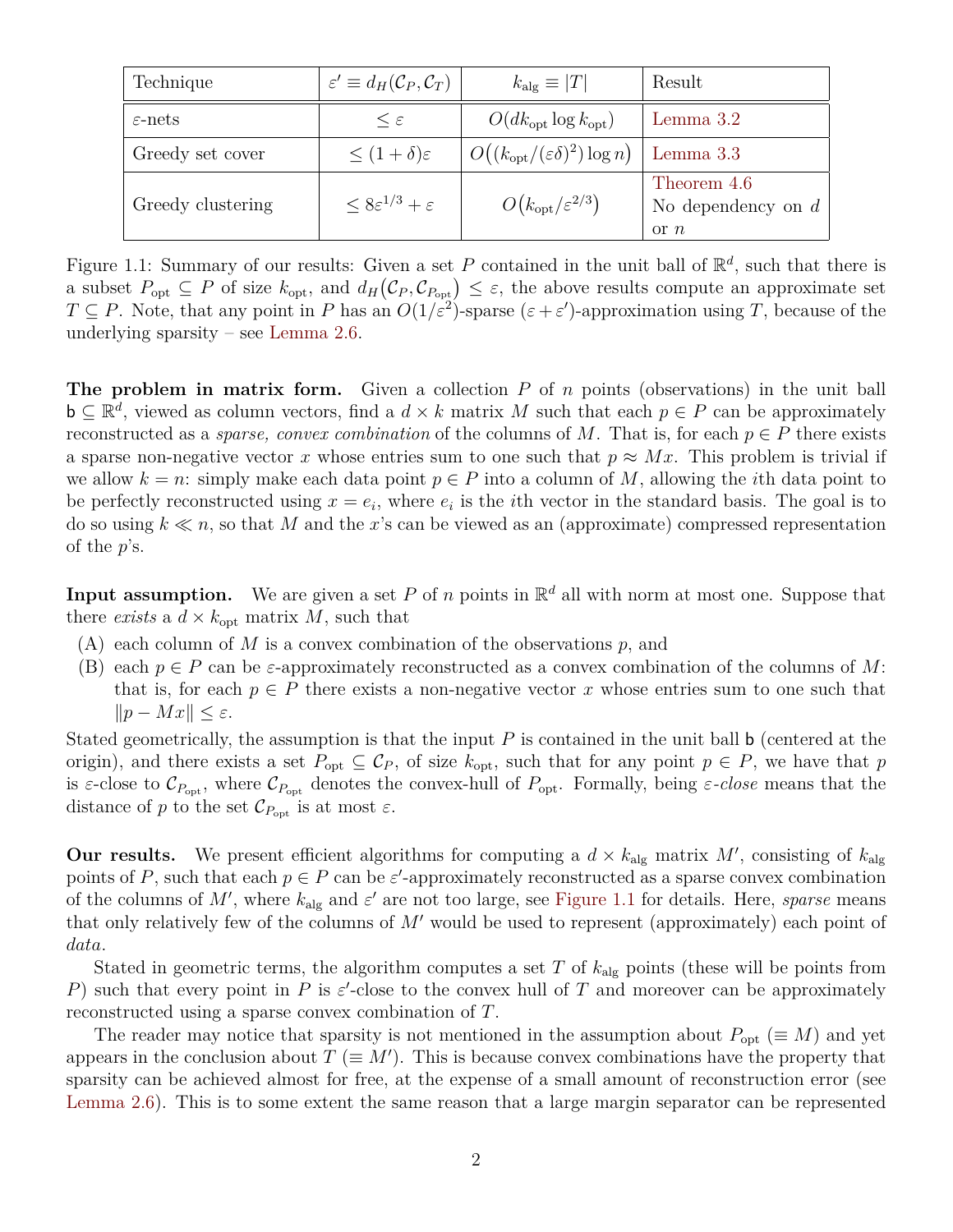| Technique | $\varepsilon' \equiv d_H(\mathcal{C}_P, \mathcal{C}_T)$ | $k_{\text{alg}} \equiv \lvert T \rvert$ | Result |
|---|---|---|---|
| $\varepsilon$-nets | $\leq \varepsilon$ | $O(dk_{\text{opt}} \log k_{\text{opt}})$ | Lemma 3.2 |
| Greedy set cover | $\leq (1+\delta)\varepsilon$ | $O\big((k_{\text{opt}}/(\varepsilon\delta)^2) \log n\big)$ | Lemma 3.3 |
| Greedy clustering | $\leq 8\varepsilon^{1/3} + \varepsilon$ | $O\big(k_{\text{opt}}/\varepsilon^{2/3}\big)$ | Theorem 4.6 No dependency on $d$ or $n$ |

Figure 1.1: Summary of our results: Given a set $P$ contained in the unit ball of $\mathbb{R}^d$, such that there is a subset $P_{\text{opt}} \subseteq P$ of size $k_{\text{opt}}$, and $d_H\big(\mathcal{C}_P, \mathcal{C}_{P_{\text{opt}}}\big) \leq \varepsilon$, the above results compute an approximate set $T \subseteq P$. Note, that any point in $P$ has an $O(1/\varepsilon^2)$-sparse $(\varepsilon + \varepsilon')$-approximation using $T$, because of the underlying sparsity – see Lemma 2.6.

**The problem in matrix form.** Given a collection $P$ of $n$ points (observations) in the unit ball $\mathsf{b} \subseteq \mathbb{R}^d$, viewed as column vectors, find a $d \times k$ matrix $M$ such that each $p \in P$ can be approximately reconstructed as a *sparse, convex combination* of the columns of $M$. That is, for each $p \in P$ there exists a sparse non-negative vector $x$ whose entries sum to one such that $p \approx Mx$. This problem is trivial if we allow $k = n$: simply make each data point $p \in P$ into a column of $M$, allowing the $i$th data point to be perfectly reconstructed using $x = e_i$, where $e_i$ is the $i$th vector in the standard basis. The goal is to do so using $k \ll n$, so that $M$ and the $x$'s can be viewed as an (approximate) compressed representation of the $p$'s.

**Input assumption.** We are given a set $P$ of $n$ points in $\mathbb{R}^d$ all with norm at most one. Suppose that there *exists* a $d \times k_{\text{opt}}$ matrix $M$, such that

(A) each column of $M$ is a convex combination of the observations $p$, and

(B) each $p \in P$ can be $\varepsilon$-approximately reconstructed as a convex combination of the columns of $M$: that is, for each $p \in P$ there exists a non-negative vector $x$ whose entries sum to one such that $\|p - Mx\| \leq \varepsilon$.

Stated geometrically, the assumption is that the input $P$ is contained in the unit ball $\mathsf{b}$ (centered at the origin), and there exists a set $P_{\text{opt}} \subseteq \mathcal{C}_P$, of size $k_{\text{opt}}$, such that for any point $p \in P$, we have that $p$ is $\varepsilon$-close to $\mathcal{C}_{P_{\text{opt}}}$, where $\mathcal{C}_{P_{\text{opt}}}$ denotes the convex-hull of $P_{\text{opt}}$. Formally, being *$\varepsilon$-close* means that the distance of $p$ to the set $\mathcal{C}_{P_{\text{opt}}}$ is at most $\varepsilon$.

**Our results.** We present efficient algorithms for computing a $d \times k_{\text{alg}}$ matrix $M'$, consisting of $k_{\text{alg}}$ points of $P$, such that each $p \in P$ can be $\varepsilon'$-approximately reconstructed as a sparse convex combination of the columns of $M'$, where $k_{\text{alg}}$ and $\varepsilon'$ are not too large, see Figure 1.1 for details. Here, *sparse* means that only relatively few of the columns of $M'$ would be used to represent (approximately) each point of *data*.

Stated in geometric terms, the algorithm computes a set $T$ of $k_{\text{alg}}$ points (these will be points from $P$) such that every point in $P$ is $\varepsilon'$-close to the convex hull of $T$ and moreover can be approximately reconstructed using a sparse convex combination of $T$.

The reader may notice that sparsity is not mentioned in the assumption about $P_{\text{opt}}$ $(\equiv M)$ and yet appears in the conclusion about $T$ $(\equiv M')$. This is because convex combinations have the property that sparsity can be achieved almost for free, at the expense of a small amount of reconstruction error (see Lemma 2.6). This is to some extent the same reason that a large margin separator can be represented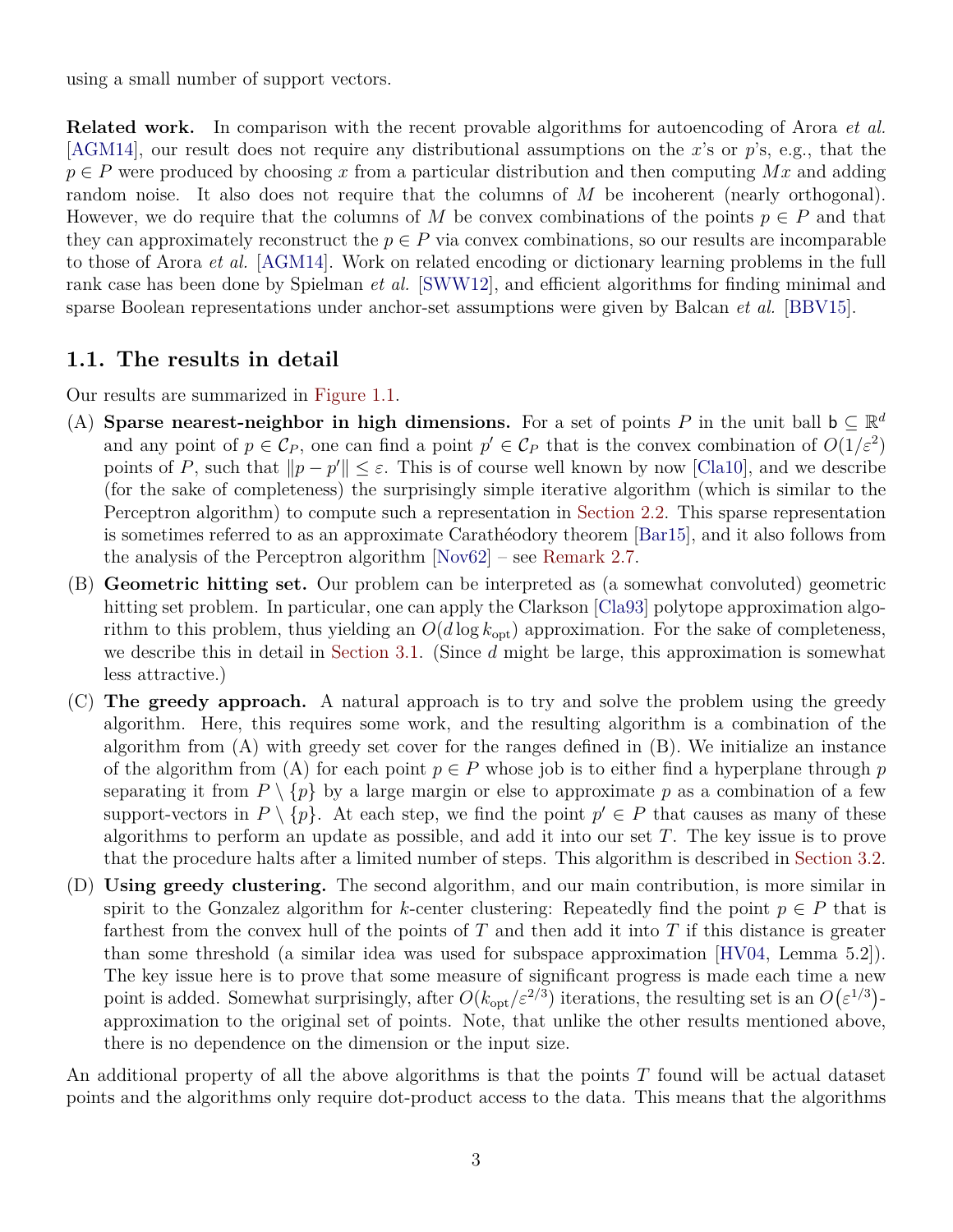using a small number of support vectors.

**Related work.** In comparison with the recent provable algorithms for autoencoding of Arora *et al.* [AGM14], our result does not require any distributional assumptions on the $x$'s or $p$'s, e.g., that the $p \in P$ were produced by choosing $x$ from a particular distribution and then computing $Mx$ and adding random noise. It also does not require that the columns of $M$ be incoherent (nearly orthogonal). However, we do require that the columns of $M$ be convex combinations of the points $p \in P$ and that they can approximately reconstruct the $p \in P$ via convex combinations, so our results are incomparable to those of Arora *et al.* [AGM14]. Work on related encoding or dictionary learning problems in the full rank case has been done by Spielman *et al.* [SWW12], and efficient algorithms for finding minimal and sparse Boolean representations under anchor-set assumptions were given by Balcan *et al.* [BBV15].

## 1.1. The results in detail

Our results are summarized in Figure 1.1.

(A) **Sparse nearest-neighbor in high dimensions.** For a set of points $P$ in the unit ball $\mathsf{b} \subseteq \mathbb{R}^d$ and any point of $p \in \mathcal{C}_P$, one can find a point $p' \in \mathcal{C}_P$ that is the convex combination of $O(1/\varepsilon^2)$ points of $P$, such that $\|p - p'\| \leq \varepsilon$. This is of course well known by now [Cla10], and we describe (for the sake of completeness) the surprisingly simple iterative algorithm (which is similar to the Perceptron algorithm) to compute such a representation in Section 2.2. This sparse representation is sometimes referred to as an approximate Carathéodory theorem [Bar15], and it also follows from the analysis of the Perceptron algorithm [Nov62] – see Remark 2.7.

(B) **Geometric hitting set.** Our problem can be interpreted as (a somewhat convoluted) geometric hitting set problem. In particular, one can apply the Clarkson [Cla93] polytope approximation algorithm to this problem, thus yielding an $O(d \log k_{\mathrm{opt}})$ approximation. For the sake of completeness, we describe this in detail in Section 3.1. (Since $d$ might be large, this approximation is somewhat less attractive.)

(C) **The greedy approach.** A natural approach is to try and solve the problem using the greedy algorithm. Here, this requires some work, and the resulting algorithm is a combination of the algorithm from (A) with greedy set cover for the ranges defined in (B). We initialize an instance of the algorithm from (A) for each point $p \in P$ whose job is to either find a hyperplane through $p$ separating it from $P \setminus \{p\}$ by a large margin or else to approximate $p$ as a combination of a few support-vectors in $P \setminus \{p\}$. At each step, we find the point $p' \in P$ that causes as many of these algorithms to perform an update as possible, and add it into our set $T$. The key issue is to prove that the procedure halts after a limited number of steps. This algorithm is described in Section 3.2.

(D) **Using greedy clustering.** The second algorithm, and our main contribution, is more similar in spirit to the Gonzalez algorithm for $k$-center clustering: Repeatedly find the point $p \in P$ that is farthest from the convex hull of the points of $T$ and then add it into $T$ if this distance is greater than some threshold (a similar idea was used for subspace approximation [HV04, Lemma 5.2]). The key issue here is to prove that some measure of significant progress is made each time a new point is added. Somewhat surprisingly, after $O(k_{\mathrm{opt}}/\varepsilon^{2/3})$ iterations, the resulting set is an $O(\varepsilon^{1/3})$-approximation to the original set of points. Note, that unlike the other results mentioned above, there is no dependence on the dimension or the input size.

An additional property of all the above algorithms is that the points $T$ found will be actual dataset points and the algorithms only require dot-product access to the data. This means that the algorithms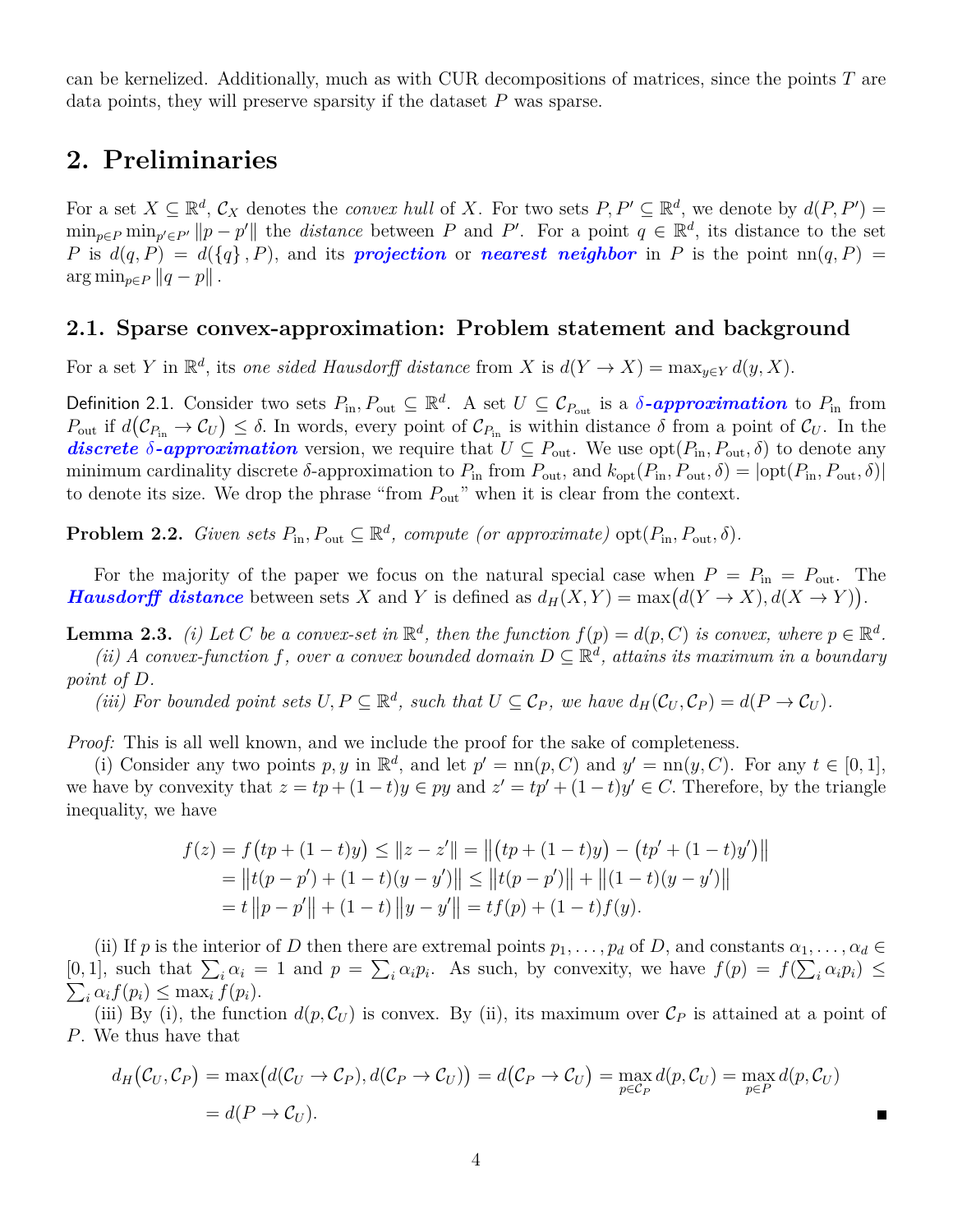can be kernelized. Additionally, much as with CUR decompositions of matrices, since the points $T$ are data points, they will preserve sparsity if the dataset $P$ was sparse.

## 2. Preliminaries

For a set $X \subseteq \mathbb{R}^d$, $\mathcal{C}_X$ denotes the *convex hull* of $X$. For two sets $P, P' \subseteq \mathbb{R}^d$, we denote by $d(P, P') = \min_{p \in P} \min_{p' \in P'} \|p - p'\|$ the *distance* between $P$ and $P'$. For a point $q \in \mathbb{R}^d$, its distance to the set $P$ is $d(q, P) = d(\{q\}, P)$, and its ***projection*** or ***nearest neighbor*** in $P$ is the point $\mathrm{nn}(q, P) = \arg\min_{p \in P} \|q - p\|$.

### 2.1. Sparse convex-approximation: Problem statement and background

For a set $Y$ in $\mathbb{R}^d$, its *one sided Hausdorff distance* from $X$ is $d(Y \to X) = \max_{y \in Y} d(y, X)$.

Definition 2.1. Consider two sets $P_{\mathrm{in}}, P_{\mathrm{out}} \subseteq \mathbb{R}^d$. A set $U \subseteq \mathcal{C}_{P_{\mathrm{out}}}$ is a ***$\delta$-approximation*** to $P_{\mathrm{in}}$ from $P_{\mathrm{out}}$ if $d(\mathcal{C}_{P_{\mathrm{in}}} \to \mathcal{C}_U) \leq \delta$. In words, every point of $\mathcal{C}_{P_{\mathrm{in}}}$ is within distance $\delta$ from a point of $\mathcal{C}_U$. In the ***discrete $\delta$-approximation*** version, we require that $U \subseteq P_{\mathrm{out}}$. We use $\mathrm{opt}(P_{\mathrm{in}}, P_{\mathrm{out}}, \delta)$ to denote any minimum cardinality discrete $\delta$-approximation to $P_{\mathrm{in}}$ from $P_{\mathrm{out}}$, and $k_{\mathrm{opt}}(P_{\mathrm{in}}, P_{\mathrm{out}}, \delta) = |\mathrm{opt}(P_{\mathrm{in}}, P_{\mathrm{out}}, \delta)|$ to denote its size. We drop the phrase "from $P_{\mathrm{out}}$" when it is clear from the context.

**Problem 2.2.** *Given sets $P_{\mathrm{in}}, P_{\mathrm{out}} \subseteq \mathbb{R}^d$, compute (or approximate) $\mathrm{opt}(P_{\mathrm{in}}, P_{\mathrm{out}}, \delta)$.*

For the majority of the paper we focus on the natural special case when $P = P_{\mathrm{in}} = P_{\mathrm{out}}$. The ***Hausdorff distance*** between sets $X$ and $Y$ is defined as $d_H(X, Y) = \max\bigl(d(Y \to X), d(X \to Y)\bigr)$.

**Lemma 2.3.** *(i) Let $C$ be a convex-set in $\mathbb{R}^d$, then the function $f(p) = d(p, C)$ is convex, where $p \in \mathbb{R}^d$.*

*(ii) A convex-function $f$, over a convex bounded domain $D \subseteq \mathbb{R}^d$, attains its maximum in a boundary point of $D$.*

*(iii) For bounded point sets $U, P \subseteq \mathbb{R}^d$, such that $U \subseteq \mathcal{C}_P$, we have $d_H(\mathcal{C}_U, \mathcal{C}_P) = d(P \to \mathcal{C}_U)$.*

*Proof:* This is all well known, and we include the proof for the sake of completeness.

(i) Consider any two points $p, y$ in $\mathbb{R}^d$, and let $p' = \mathrm{nn}(p, C)$ and $y' = \mathrm{nn}(y, C)$. For any $t \in [0, 1]$, we have by convexity that $z = tp + (1-t)y \in py$ and $z' = tp' + (1-t)y' \in C$. Therefore, by the triangle inequality, we have

$$
\begin{aligned}
f(z) = f\bigl(tp + (1-t)y\bigr) &\leq \|z - z'\| = \bigl\|\bigl(tp + (1-t)y\bigr) - \bigl(tp' + (1-t)y'\bigr)\bigr\| \\
&= \bigl\|t(p - p') + (1-t)(y - y')\bigr\| \leq \bigl\|t(p - p')\bigr\| + \bigl\|(1-t)(y - y')\bigr\| \\
&= t\,\|p - p'\| + (1-t)\,\|y - y'\| = tf(p) + (1-t)f(y).
\end{aligned}
$$

(ii) If $p$ is the interior of $D$ then there are extremal points $p_1, \ldots, p_d$ of $D$, and constants $\alpha_1, \ldots, \alpha_d \in [0, 1]$, such that $\sum_i \alpha_i = 1$ and $p = \sum_i \alpha_i p_i$. As such, by convexity, we have $f(p) = f(\sum_i \alpha_i p_i) \leq \sum_i \alpha_i f(p_i) \leq \max_i f(p_i)$.

(iii) By (i), the function $d(p, \mathcal{C}_U)$ is convex. By (ii), its maximum over $\mathcal{C}_P$ is attained at a point of $P$. We thus have that

$$
\begin{aligned}
d_H\bigl(\mathcal{C}_U, \mathcal{C}_P\bigr) &= \max\bigl(d(\mathcal{C}_U \to \mathcal{C}_P), d(\mathcal{C}_P \to \mathcal{C}_U)\bigr) = d\bigl(\mathcal{C}_P \to \mathcal{C}_U\bigr) = \max_{p \in \mathcal{C}_P} d(p, \mathcal{C}_U) = \max_{p \in P} d(p, \mathcal{C}_U) \\
&= d(P \to \mathcal{C}_U).
\end{aligned}
$$

■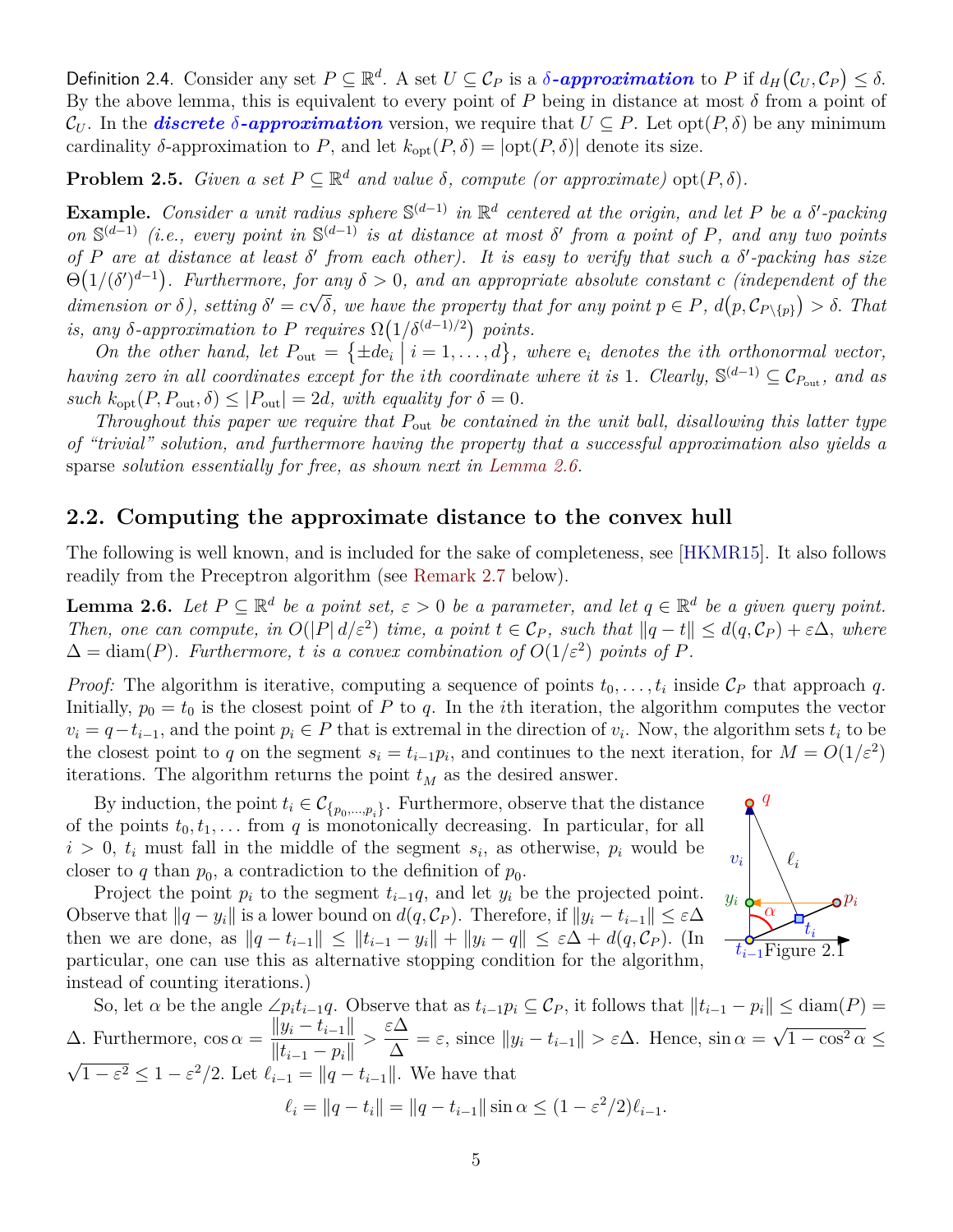Definition 2.4. Consider any set $P \subseteq \mathbb{R}^d$. A set $U \subseteq \mathcal{C}_P$ is a ***δ-approximation*** to $P$ if $d_H(\mathcal{C}_U, \mathcal{C}_P) \leq \delta$. By the above lemma, this is equivalent to every point of $P$ being in distance at most $\delta$ from a point of $\mathcal{C}_U$. In the ***discrete δ-approximation*** version, we require that $U \subseteq P$. Let $\mathrm{opt}(P, \delta)$ be any minimum cardinality $\delta$-approximation to $P$, and let $k_{\mathrm{opt}}(P, \delta) = |\mathrm{opt}(P, \delta)|$ denote its size.

**Problem 2.5.** *Given a set $P \subseteq \mathbb{R}^d$ and value $\delta$, compute (or approximate) $\mathrm{opt}(P, \delta)$.*

**Example.** *Consider a unit radius sphere $\mathbb{S}^{(d-1)}$ in $\mathbb{R}^d$ centered at the origin, and let $P$ be a $\delta'$-packing on $\mathbb{S}^{(d-1)}$ (i.e., every point in $\mathbb{S}^{(d-1)}$ is at distance at most $\delta'$ from a point of $P$, and any two points of $P$ are at distance at least $\delta'$ from each other). It is easy to verify that such a $\delta'$-packing has size $\Theta(1/(\delta')^{d-1})$. Furthermore, for any $\delta > 0$, and an appropriate absolute constant $c$ (independent of the dimension or $\delta$), setting $\delta' = c\sqrt{\delta}$, we have the property that for any point $p \in P$, $d(p, \mathcal{C}_{P \setminus \{p\}}) > \delta$. That is, any $\delta$-approximation to $P$ requires $\Omega(1/\delta^{(d-1)/2})$ points.*

*On the other hand, let $P_{\mathrm{out}} = \{\pm d\mathrm{e}_i \mid i = 1, \ldots, d\}$, where $\mathrm{e}_i$ denotes the ith orthonormal vector, having zero in all coordinates except for the ith coordinate where it is 1. Clearly, $\mathbb{S}^{(d-1)} \subseteq \mathcal{C}_{P_{\mathrm{out}}}$, and as such $k_{\mathrm{opt}}(P, P_{\mathrm{out}}, \delta) \leq |P_{\mathrm{out}}| = 2d$, with equality for $\delta = 0$.*

*Throughout this paper we require that $P_{\mathrm{out}}$ be contained in the unit ball, disallowing this latter type of "trivial" solution, and furthermore having the property that a successful approximation also yields a* sparse *solution essentially for free, as shown next in Lemma 2.6.*

## 2.2. Computing the approximate distance to the convex hull

The following is well known, and is included for the sake of completeness, see [HKMR15]. It also follows readily from the Preceptron algorithm (see Remark 2.7 below).

**Lemma 2.6.** *Let $P \subseteq \mathbb{R}^d$ be a point set, $\varepsilon > 0$ be a parameter, and let $q \in \mathbb{R}^d$ be a given query point. Then, one can compute, in $O(|P|\, d/\varepsilon^2)$ time, a point $t \in \mathcal{C}_P$, such that $\|q - t\| \leq d(q, \mathcal{C}_P) + \varepsilon\Delta$, where $\Delta = \mathrm{diam}(P)$. Furthermore, $t$ is a convex combination of $O(1/\varepsilon^2)$ points of $P$.*

*Proof:* The algorithm is iterative, computing a sequence of points $t_0, \ldots, t_i$ inside $\mathcal{C}_P$ that approach $q$. Initially, $p_0 = t_0$ is the closest point of $P$ to $q$. In the $i$th iteration, the algorithm computes the vector $v_i = q - t_{i-1}$, and the point $p_i \in P$ that is extremal in the direction of $v_i$. Now, the algorithm sets $t_i$ to be the closest point to $q$ on the segment $s_i = t_{i-1}p_i$, and continues to the next iteration, for $M = O(1/\varepsilon^2)$ iterations. The algorithm returns the point $t_M$ as the desired answer.

By induction, the point $t_i \in \mathcal{C}_{\{p_0, \ldots, p_i\}}$. Furthermore, observe that the distance of the points $t_0, t_1, \ldots$ from $q$ is monotonically decreasing. In particular, for all $i > 0$, $t_i$ must fall in the middle of the segment $s_i$, as otherwise, $p_i$ would be closer to $q$ than $p_0$, a contradiction to the definition of $p_0$.

Project the point $p_i$ to the segment $t_{i-1}q$, and let $y_i$ be the projected point. Observe that $\|q - y_i\|$ is a lower bound on $d(q, \mathcal{C}_P)$. Therefore, if $\|y_i - t_{i-1}\| \leq \varepsilon\Delta$ then we are done, as $\|q - t_{i-1}\| \leq \|t_{i-1} - y_i\| + \|y_i - q\| \leq \varepsilon\Delta + d(q, \mathcal{C}_P)$. (In particular, one can use this as alternative stopping condition for the algorithm, instead of counting iterations.)

Figure 2.1

So, let $\alpha$ be the angle $\angle p_i t_{i-1} q$. Observe that as $t_{i-1}p_i \subseteq \mathcal{C}_P$, it follows that $\|t_{i-1} - p_i\| \leq \mathrm{diam}(P) = \Delta$. Furthermore, $\cos\alpha = \dfrac{\|y_i - t_{i-1}\|}{\|t_{i-1} - p_i\|} > \dfrac{\varepsilon\Delta}{\Delta} = \varepsilon$, since $\|y_i - t_{i-1}\| > \varepsilon\Delta$. Hence, $\sin\alpha = \sqrt{1 - \cos^2\alpha} \leq \sqrt{1 - \varepsilon^2} \leq 1 - \varepsilon^2/2$. Let $\ell_{i-1} = \|q - t_{i-1}\|$. We have that

$$\ell_i = \|q - t_i\| = \|q - t_{i-1}\| \sin\alpha \leq (1 - \varepsilon^2/2)\ell_{i-1}.$$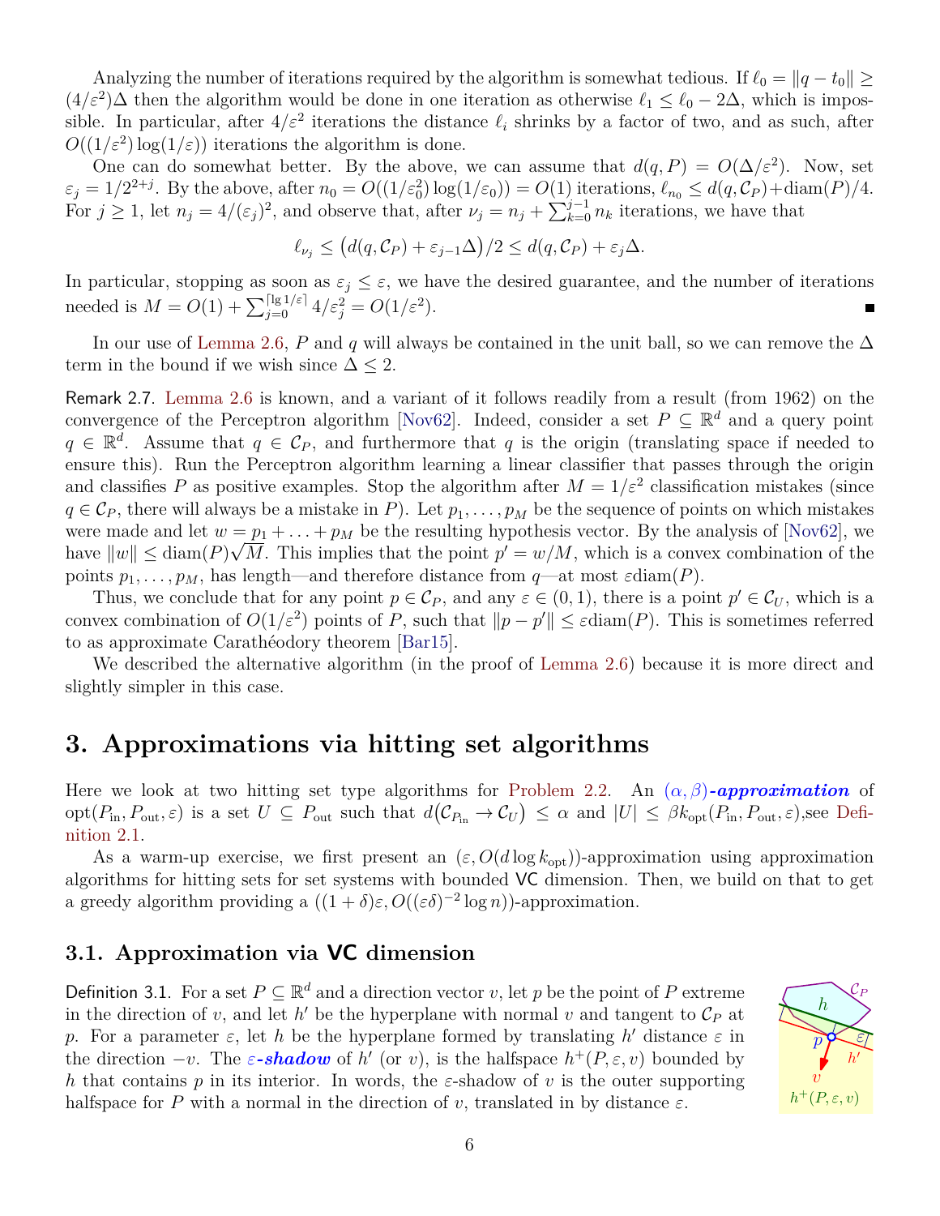Analyzing the number of iterations required by the algorithm is somewhat tedious. If $\ell_0 = \|q - t_0\| \geq (4/\varepsilon^2)\Delta$ then the algorithm would be done in one iteration as otherwise $\ell_1 \leq \ell_0 - 2\Delta$, which is impossible. In particular, after $4/\varepsilon^2$ iterations the distance $\ell_i$ shrinks by a factor of two, and as such, after $O((1/\varepsilon^2)\log(1/\varepsilon))$ iterations the algorithm is done.

One can do somewhat better. By the above, we can assume that $d(q, P) = O(\Delta/\varepsilon^2)$. Now, set $\varepsilon_j = 1/2^{2+j}$. By the above, after $n_0 = O((1/\varepsilon_0^2)\log(1/\varepsilon_0)) = O(1)$ iterations, $\ell_{n_0} \leq d(q, \mathcal{C}_P) + \mathrm{diam}(P)/4$. For $j \geq 1$, let $n_j = 4/(\varepsilon_j)^2$, and observe that, after $\nu_j = n_j + \sum_{k=0}^{j-1} n_k$ iterations, we have that

$$\ell_{\nu_j} \leq \big(d(q, \mathcal{C}_P) + \varepsilon_{j-1}\Delta\big)/2 \leq d(q, \mathcal{C}_P) + \varepsilon_j \Delta.$$

In particular, stopping as soon as $\varepsilon_j \leq \varepsilon$, we have the desired guarantee, and the number of iterations needed is $M = O(1) + \sum_{j=0}^{\lceil \lg 1/\varepsilon \rceil} 4/\varepsilon_j^2 = O(1/\varepsilon^2)$. ∎

In our use of Lemma 2.6, $P$ and $q$ will always be contained in the unit ball, so we can remove the $\Delta$ term in the bound if we wish since $\Delta \leq 2$.

Remark 2.7. Lemma 2.6 is known, and a variant of it follows readily from a result (from 1962) on the convergence of the Perceptron algorithm [Nov62]. Indeed, consider a set $P \subseteq \mathbb{R}^d$ and a query point $q \in \mathbb{R}^d$. Assume that $q \in \mathcal{C}_P$, and furthermore that $q$ is the origin (translating space if needed to ensure this). Run the Perceptron algorithm learning a linear classifier that passes through the origin and classifies $P$ as positive examples. Stop the algorithm after $M = 1/\varepsilon^2$ classification mistakes (since $q \in \mathcal{C}_P$, there will always be a mistake in $P$). Let $p_1, \ldots, p_M$ be the sequence of points on which mistakes were made and let $w = p_1 + \ldots + p_M$ be the resulting hypothesis vector. By the analysis of [Nov62], we have $\|w\| \leq \mathrm{diam}(P)\sqrt{M}$. This implies that the point $p' = w/M$, which is a convex combination of the points $p_1, \ldots, p_M$, has length—and therefore distance from $q$—at most $\varepsilon \mathrm{diam}(P)$.

Thus, we conclude that for any point $p \in \mathcal{C}_P$, and any $\varepsilon \in (0, 1)$, there is a point $p' \in \mathcal{C}_U$, which is a convex combination of $O(1/\varepsilon^2)$ points of $P$, such that $\|p - p'\| \leq \varepsilon \mathrm{diam}(P)$. This is sometimes referred to as approximate Carathéodory theorem [Bar15].

We described the alternative algorithm (in the proof of Lemma 2.6) because it is more direct and slightly simpler in this case.

# 3. Approximations via hitting set algorithms

Here we look at two hitting set type algorithms for Problem 2.2. An ***$(\alpha, \beta)$-approximation*** of $\mathrm{opt}(P_{\mathrm{in}}, P_{\mathrm{out}}, \varepsilon)$ is a set $U \subseteq P_{\mathrm{out}}$ such that $d(\mathcal{C}_{P_{\mathrm{in}}} \to \mathcal{C}_U) \leq \alpha$ and $|U| \leq \beta k_{\mathrm{opt}}(P_{\mathrm{in}}, P_{\mathrm{out}}, \varepsilon)$,see Definition 2.1.

As a warm-up exercise, we first present an $(\varepsilon, O(d \log k_{\mathrm{opt}}))$-approximation using approximation algorithms for hitting sets for set systems with bounded VC dimension. Then, we build on that to get a greedy algorithm providing a $((1+\delta)\varepsilon, O((\varepsilon\delta)^{-2}\log n))$-approximation.

## 3.1. Approximation via VC dimension

Definition 3.1. For a set $P \subseteq \mathbb{R}^d$ and a direction vector $v$, let $p$ be the point of $P$ extreme in the direction of $v$, and let $h'$ be the hyperplane with normal $v$ and tangent to $\mathcal{C}_P$ at $p$. For a parameter $\varepsilon$, let $h$ be the hyperplane formed by translating $h'$ distance $\varepsilon$ in the direction $-v$. The ***$\varepsilon$-shadow*** of $h'$ (or $v$), is the halfspace $h^+(P, \varepsilon, v)$ bounded by $h$ that contains $p$ in its interior. In words, the $\varepsilon$-shadow of $v$ is the outer supporting halfspace for $P$ with a normal in the direction of $v$, translated in by distance $\varepsilon$.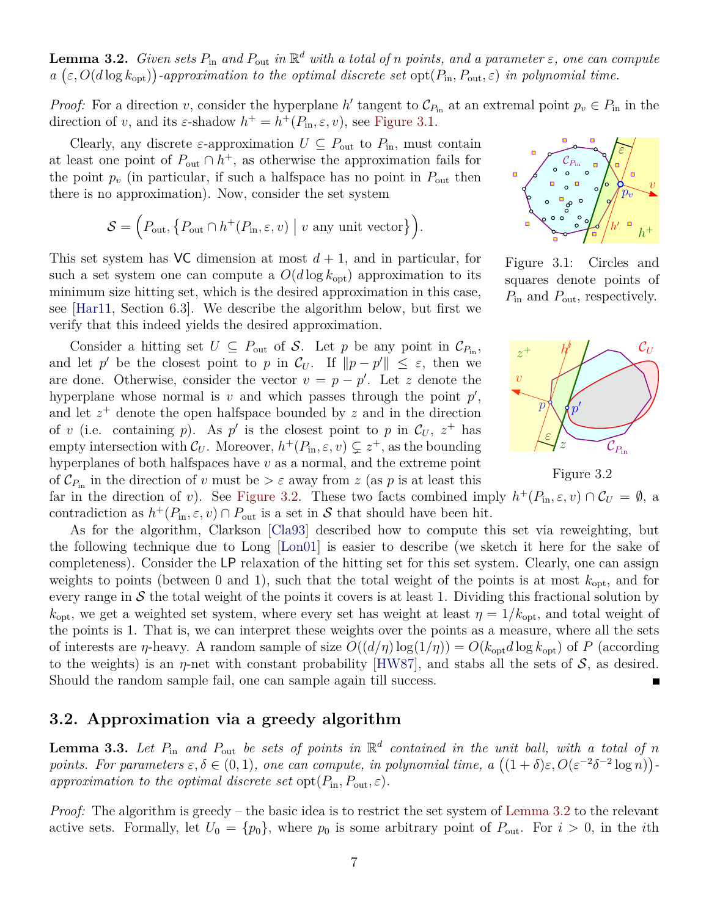**Lemma 3.2.** *Given sets $P_{\text{in}}$ and $P_{\text{out}}$ in $\mathbb{R}^d$ with a total of $n$ points, and a parameter $\varepsilon$, one can compute a $(\varepsilon, O(d \log k_{\text{opt}}))$-approximation to the optimal discrete set $\text{opt}(P_{\text{in}}, P_{\text{out}}, \varepsilon)$ in polynomial time.*

*Proof:* For a direction $v$, consider the hyperplane $h'$ tangent to $\mathcal{C}_{P_{\text{in}}}$ at an extremal point $p_v \in P_{\text{in}}$ in the direction of $v$, and its $\varepsilon$-shadow $h^+ = h^+(P_{\text{in}}, \varepsilon, v)$, see Figure 3.1.

Clearly, any discrete $\varepsilon$-approximation $U \subseteq P_{\text{out}}$ to $P_{\text{in}}$, must contain at least one point of $P_{\text{out}} \cap h^+$, as otherwise the approximation fails for the point $p_v$ (in particular, if such a halfspace has no point in $P_{\text{out}}$ then there is no approximation). Now, consider the set system

$$\mathcal{S} = \Big(P_{\text{out}}, \big\{P_{\text{out}} \cap h^+(P_{\text{in}}, \varepsilon, v) \;\big|\; v \text{ any unit vector}\big\}\Big).$$

This set system has $\mathsf{VC}$ dimension at most $d+1$, and in particular, for such a set system one can compute a $O(d \log k_{\text{opt}})$ approximation to its minimum size hitting set, which is the desired approximation in this case, see [Har11, Section 6.3]. We describe the algorithm below, but first we verify that this indeed yields the desired approximation.

Figure 3.1: Circles and squares denote points of $P_{\text{in}}$ and $P_{\text{out}}$, respectively.

Consider a hitting set $U \subseteq P_{\text{out}}$ of $\mathcal{S}$. Let $p$ be any point in $\mathcal{C}_{P_{\text{in}}}$, and let $p'$ be the closest point to $p$ in $\mathcal{C}_U$. If $\|p - p'\| \leq \varepsilon$, then we are done. Otherwise, consider the vector $v = p - p'$. Let $z$ denote the hyperplane whose normal is $v$ and which passes through the point $p'$, and let $z^+$ denote the open halfspace bounded by $z$ and in the direction of $v$ (i.e. containing $p$). As $p'$ is the closest point to $p$ in $\mathcal{C}_U$, $z^+$ has empty intersection with $\mathcal{C}_U$. Moreover, $h^+(P_{\text{in}}, \varepsilon, v) \subsetneq z^+$, as the bounding hyperplanes of both halfspaces have $v$ as a normal, and the extreme point of $\mathcal{C}_{P_{\text{in}}}$ in the direction of $v$ must be $> \varepsilon$ away from $z$ (as $p$ is at least this far in the direction of $v$). See Figure 3.2. These two facts combined imply $h^+(P_{\text{in}}, \varepsilon, v) \cap \mathcal{C}_U = \emptyset$, a contradiction as $h^+(P_{\text{in}}, \varepsilon, v) \cap P_{\text{out}}$ is a set in $\mathcal{S}$ that should have been hit.

Figure 3.2

As for the algorithm, Clarkson [Cla93] described how to compute this set via reweighting, but the following technique due to Long [Lon01] is easier to describe (we sketch it here for the sake of completeness). Consider the $\mathsf{LP}$ relaxation of the hitting set for this set system. Clearly, one can assign weights to points (between 0 and 1), such that the total weight of the points is at most $k_{\text{opt}}$, and for every range in $\mathcal{S}$ the total weight of the points it covers is at least 1. Dividing this fractional solution by $k_{\text{opt}}$, we get a weighted set system, where every set has weight at least $\eta = 1/k_{\text{opt}}$, and total weight of the points is 1. That is, we can interpret these weights over the points as a measure, where all the sets of interests are $\eta$-heavy. A random sample of size $O((d/\eta)\log(1/\eta)) = O(k_{\text{opt}} d \log k_{\text{opt}})$ of $P$ (according to the weights) is an $\eta$-net with constant probability [HW87], and stabs all the sets of $\mathcal{S}$, as desired. Should the random sample fail, one can sample again till success. ∎

## 3.2. Approximation via a greedy algorithm

**Lemma 3.3.** *Let $P_{\text{in}}$ and $P_{\text{out}}$ be sets of points in $\mathbb{R}^d$ contained in the unit ball, with a total of $n$ points. For parameters $\varepsilon, \delta \in (0,1)$, one can compute, in polynomial time, a $((1+\delta)\varepsilon, O(\varepsilon^{-2}\delta^{-2}\log n))$-approximation to the optimal discrete set $\text{opt}(P_{\text{in}}, P_{\text{out}}, \varepsilon)$.*

*Proof:* The algorithm is greedy – the basic idea is to restrict the set system of Lemma 3.2 to the relevant active sets. Formally, let $U_0 = \{p_0\}$, where $p_0$ is some arbitrary point of $P_{\text{out}}$. For $i > 0$, in the $i$th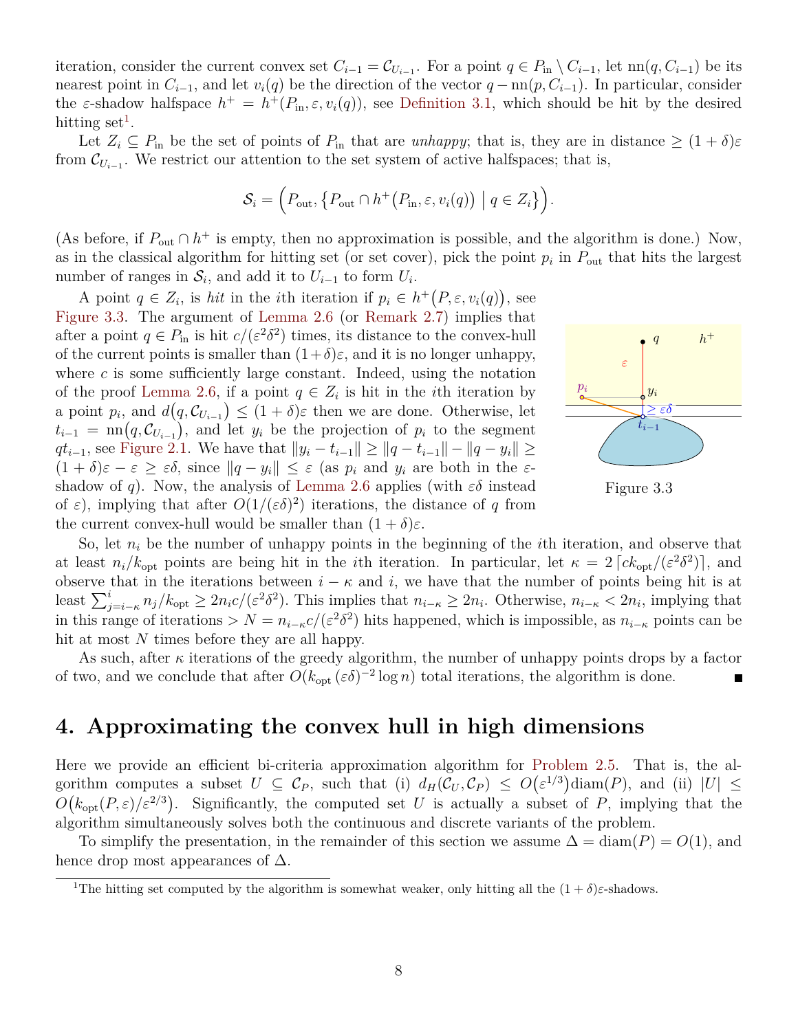iteration, consider the current convex set $C_{i-1} = \mathcal{C}_{U_{i-1}}$. For a point $q \in P_{\text{in}} \setminus C_{i-1}$, let $\text{nn}(q, C_{i-1})$ be its nearest point in $C_{i-1}$, and let $v_i(q)$ be the direction of the vector $q - \text{nn}(p, C_{i-1})$. In particular, consider the $\varepsilon$-shadow halfspace $h^+ = h^+(P_{\text{in}}, \varepsilon, v_i(q))$, see Definition 3.1, which should be hit by the desired hitting set[1].

Let $Z_i \subseteq P_{\text{in}}$ be the set of points of $P_{\text{in}}$ that are *unhappy*; that is, they are in distance $\geq (1+\delta)\varepsilon$ from $\mathcal{C}_{U_{i-1}}$. We restrict our attention to the set system of active halfspaces; that is,

$$\mathcal{S}_i = \Big(P_{\text{out}}, \big\{P_{\text{out}} \cap h^+\big(P_{\text{in}}, \varepsilon, v_i(q)\big) \;\big|\; q \in Z_i\big\}\Big).$$

(As before, if $P_{\text{out}} \cap h^+$ is empty, then no approximation is possible, and the algorithm is done.) Now, as in the classical algorithm for hitting set (or set cover), pick the point $p_i$ in $P_{\text{out}}$ that hits the largest number of ranges in $\mathcal{S}_i$, and add it to $U_{i-1}$ to form $U_i$.

A point $q \in Z_i$, is *hit* in the $i$th iteration if $p_i \in h^+\big(P, \varepsilon, v_i(q)\big)$, see Figure 3.3. The argument of Lemma 2.6 (or Remark 2.7) implies that after a point $q \in P_{\text{in}}$ is hit $c/(\varepsilon^2\delta^2)$ times, its distance to the convex-hull of the current points is smaller than $(1+\delta)\varepsilon$, and it is no longer unhappy, where $c$ is some sufficiently large constant. Indeed, using the notation of the proof Lemma 2.6, if a point $q \in Z_i$ is hit in the $i$th iteration by a point $p_i$, and $d\big(q, \mathcal{C}_{U_{i-1}}\big) \leq (1+\delta)\varepsilon$ then we are done. Otherwise, let $t_{i-1} = \text{nn}\big(q, \mathcal{C}_{U_{i-1}}\big)$, and let $y_i$ be the projection of $p_i$ to the segment $qt_{i-1}$, see Figure 2.1. We have that $\|y_i - t_{i-1}\| \geq \|q - t_{i-1}\| - \|q - y_i\| \geq (1+\delta)\varepsilon - \varepsilon \geq \varepsilon\delta$, since $\|q - y_i\| \leq \varepsilon$ (as $p_i$ and $y_i$ are both in the $\varepsilon$-shadow of $q$). Now, the analysis of Lemma 2.6 applies (with $\varepsilon\delta$ instead of $\varepsilon$), implying that after $O(1/(\varepsilon\delta)^2)$ iterations, the distance of $q$ from the current convex-hull would be smaller than $(1+\delta)\varepsilon$.

Figure 3.3

So, let $n_i$ be the number of unhappy points in the beginning of the $i$th iteration, and observe that at least $n_i/k_{\text{opt}}$ points are being hit in the $i$th iteration. In particular, let $\kappa = 2\lceil ck_{\text{opt}}/(\varepsilon^2\delta^2)\rceil$, and observe that in the iterations between $i - \kappa$ and $i$, we have that the number of points being hit is at least $\sum_{j=i-\kappa}^{i} n_j/k_{\text{opt}} \geq 2n_i c/(\varepsilon^2\delta^2)$. This implies that $n_{i-\kappa} \geq 2n_i$. Otherwise, $n_{i-\kappa} < 2n_i$, implying that in this range of iterations $> N = n_{i-\kappa}c/(\varepsilon^2\delta^2)$ hits happened, which is impossible, as $n_{i-\kappa}$ points can be hit at most $N$ times before they are all happy.

As such, after $\kappa$ iterations of the greedy algorithm, the number of unhappy points drops by a factor of two, and we conclude that after $O(k_{\text{opt}}\,(\varepsilon\delta)^{-2}\log n)$ total iterations, the algorithm is done. ∎

# 4. Approximating the convex hull in high dimensions

Here we provide an efficient bi-criteria approximation algorithm for Problem 2.5. That is, the algorithm computes a subset $U \subseteq \mathcal{C}_P$, such that (i) $d_H(\mathcal{C}_U, \mathcal{C}_P) \leq O\big(\varepsilon^{1/3}\big)\text{diam}(P)$, and (ii) $|U| \leq O\big(k_{\text{opt}}(P, \varepsilon)/\varepsilon^{2/3}\big)$. Significantly, the computed set $U$ is actually a subset of $P$, implying that the algorithm simultaneously solves both the continuous and discrete variants of the problem.

To simplify the presentation, in the remainder of this section we assume $\Delta = \text{diam}(P) = O(1)$, and hence drop most appearances of $\Delta$.

[1] The hitting set computed by the algorithm is somewhat weaker, only hitting all the $(1+\delta)\varepsilon$-shadows.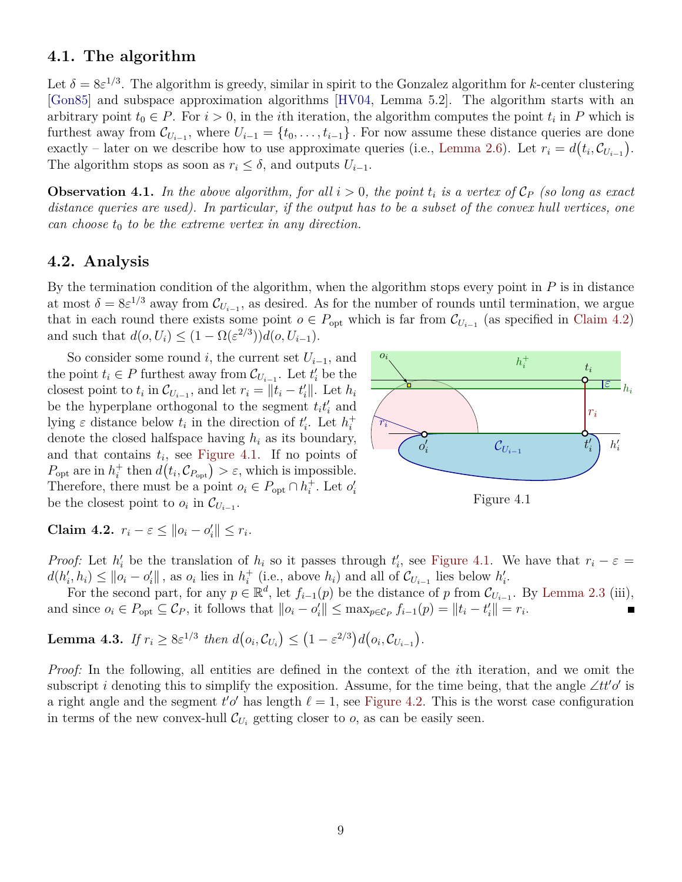## 4.1. The algorithm

Let $\delta = 8\varepsilon^{1/3}$. The algorithm is greedy, similar in spirit to the Gonzalez algorithm for $k$-center clustering [Gon85] and subspace approximation algorithms [HV04, Lemma 5.2]. The algorithm starts with an arbitrary point $t_0 \in P$. For $i > 0$, in the $i$th iteration, the algorithm computes the point $t_i$ in $P$ which is furthest away from $\mathcal{C}_{U_{i-1}}$, where $U_{i-1} = \{t_0, \ldots, t_{i-1}\}$. For now assume these distance queries are done exactly – later on we describe how to use approximate queries (i.e., Lemma 2.6). Let $r_i = d(t_i, \mathcal{C}_{U_{i-1}})$. The algorithm stops as soon as $r_i \leq \delta$, and outputs $U_{i-1}$.

**Observation 4.1.** *In the above algorithm, for all $i > 0$, the point $t_i$ is a vertex of $\mathcal{C}_P$ (so long as exact distance queries are used). In particular, if the output has to be a subset of the convex hull vertices, one can choose $t_0$ to be the extreme vertex in any direction.*

## 4.2. Analysis

By the termination condition of the algorithm, when the algorithm stops every point in $P$ is in distance at most $\delta = 8\varepsilon^{1/3}$ away from $\mathcal{C}_{U_{i-1}}$, as desired. As for the number of rounds until termination, we argue that in each round there exists some point $o \in P_{\mathrm{opt}}$ which is far from $\mathcal{C}_{U_{i-1}}$ (as specified in Claim 4.2) and such that $d(o, U_i) \leq (1 - \Omega(\varepsilon^{2/3}))d(o, U_{i-1})$.

So consider some round $i$, the current set $U_{i-1}$, and the point $t_i \in P$ furthest away from $\mathcal{C}_{U_{i-1}}$. Let $t_i'$ be the closest point to $t_i$ in $\mathcal{C}_{U_{i-1}}$, and let $r_i = \|t_i - t_i'\|$. Let $h_i$ be the hyperplane orthogonal to the segment $t_i t_i'$ and lying $\varepsilon$ distance below $t_i$ in the direction of $t_i'$. Let $h_i^+$ denote the closed halfspace having $h_i$ as its boundary, and that contains $t_i$, see Figure 4.1. If no points of $P_{\mathrm{opt}}$ are in $h_i^+$ then $d(t_i, \mathcal{C}_{P_{\mathrm{opt}}}) > \varepsilon$, which is impossible. Therefore, there must be a point $o_i \in P_{\mathrm{opt}} \cap h_i^+$. Let $o_i'$ be the closest point to $o_i$ in $\mathcal{C}_{U_{i-1}}$.

Figure 4.1

**Claim 4.2.** $r_i - \varepsilon \leq \|o_i - o_i'\| \leq r_i$.

*Proof:* Let $h_i'$ be the translation of $h_i$ so it passes through $t_i'$, see Figure 4.1. We have that $r_i - \varepsilon = d(h_i', h_i) \leq \|o_i - o_i'\|$, as $o_i$ lies in $h_i^+$ (i.e., above $h_i$) and all of $\mathcal{C}_{U_{i-1}}$ lies below $h_i'$.

For the second part, for any $p \in \mathbb{R}^d$, let $f_{i-1}(p)$ be the distance of $p$ from $\mathcal{C}_{U_{i-1}}$. By Lemma 2.3 (iii), and since $o_i \in P_{\mathrm{opt}} \subseteq \mathcal{C}_P$, it follows that $\|o_i - o_i'\| \leq \max_{p \in \mathcal{C}_P} f_{i-1}(p) = \|t_i - t_i'\| = r_i$. ∎

**Lemma 4.3.** *If $r_i \geq 8\varepsilon^{1/3}$ then $d(o_i, \mathcal{C}_{U_i}) \leq (1 - \varepsilon^{2/3}) d(o_i, \mathcal{C}_{U_{i-1}})$.*

*Proof:* In the following, all entities are defined in the context of the $i$th iteration, and we omit the subscript $i$ denoting this to simplify the exposition. Assume, for the time being, that the angle $\angle tt'o'$ is a right angle and the segment $t'o'$ has length $\ell = 1$, see Figure 4.2. This is the worst case configuration in terms of the new convex-hull $\mathcal{C}_{U_i}$ getting closer to $o$, as can be easily seen.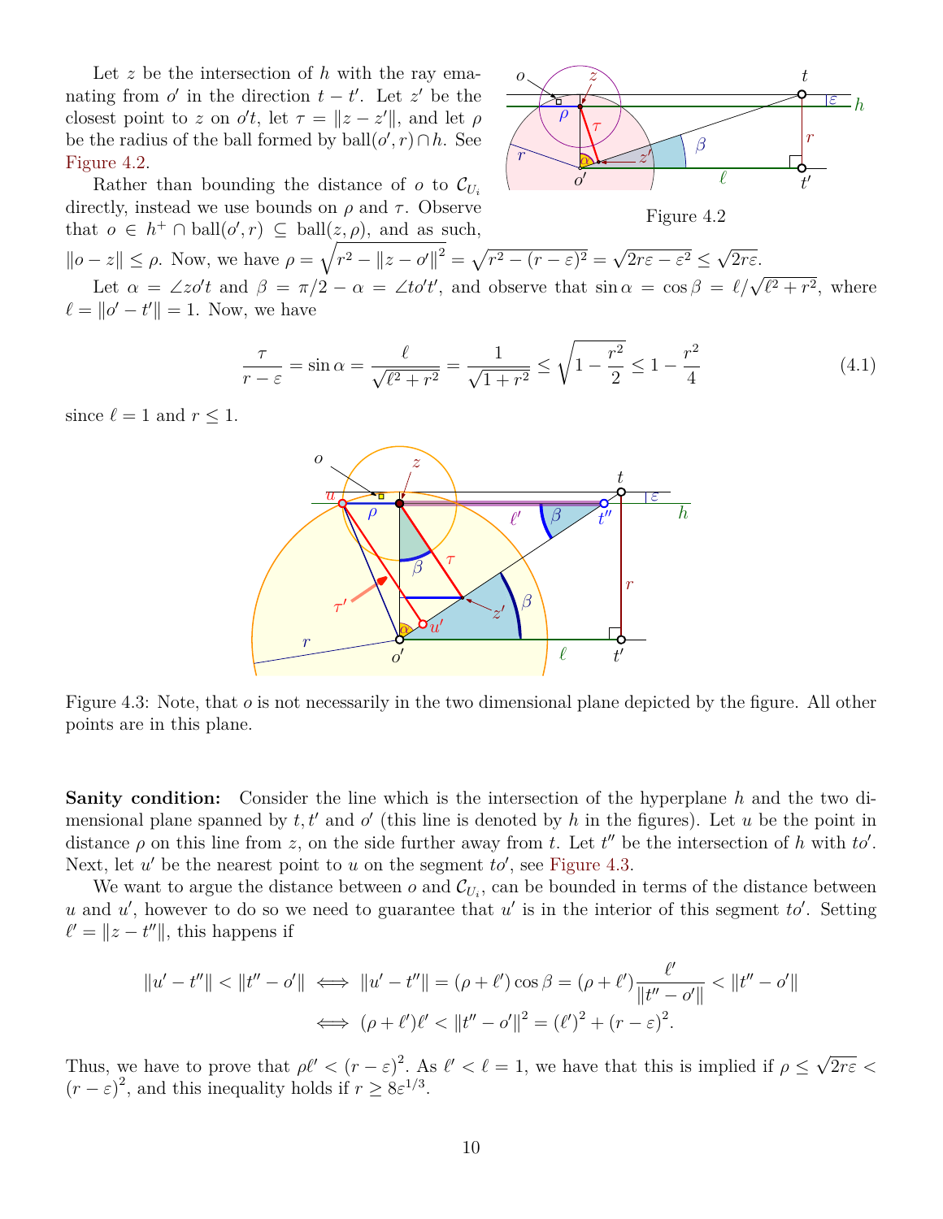Let $z$ be the intersection of $h$ with the ray emanating from $o'$ in the direction $t - t'$. Let $z'$ be the closest point to $z$ on $o't$, let $\tau = \|z - z'\|$, and let $\rho$ be the radius of the ball formed by $\mathrm{ball}(o', r) \cap h$. See Figure 4.2.

Figure 4.2

Rather than bounding the distance of $o$ to $\mathcal{C}_{U_i}$ directly, instead we use bounds on $\rho$ and $\tau$. Observe that $o \in h^+ \cap \mathrm{ball}(o', r) \subseteq \mathrm{ball}(z, \rho)$, and as such, $\|o - z\| \leq \rho$. Now, we have $\rho = \sqrt{r^2 - \|z - o'\|^2} = \sqrt{r^2 - (r - \varepsilon)^2} = \sqrt{2r\varepsilon - \varepsilon^2} \leq \sqrt{2r\varepsilon}$.

Let $\alpha = \angle zo't$ and $\beta = \pi/2 - \alpha = \angle to't'$, and observe that $\sin\alpha = \cos\beta = \ell/\sqrt{\ell^2 + r^2}$, where $\ell = \|o' - t'\| = 1$. Now, we have

$$\frac{\tau}{r - \varepsilon} = \sin\alpha = \frac{\ell}{\sqrt{\ell^2 + r^2}} = \frac{1}{\sqrt{1 + r^2}} \leq \sqrt{1 - \frac{r^2}{2}} \leq 1 - \frac{r^2}{4} \tag{4.1}$$

since $\ell = 1$ and $r \leq 1$.

Figure 4.3: Note, that $o$ is not necessarily in the two dimensional plane depicted by the figure. All other points are in this plane.

**Sanity condition:** Consider the line which is the intersection of the hyperplane $h$ and the two dimensional plane spanned by $t, t'$ and $o'$ (this line is denoted by $h$ in the figures). Let $u$ be the point in distance $\rho$ on this line from $z$, on the side further away from $t$. Let $t''$ be the intersection of $h$ with $to'$. Next, let $u'$ be the nearest point to $u$ on the segment $to'$, see Figure 4.3.

We want to argue the distance between $o$ and $\mathcal{C}_{U_i}$, can be bounded in terms of the distance between $u$ and $u'$, however to do so we need to guarantee that $u'$ is in the interior of this segment $to'$. Setting $\ell' = \|z - t''\|$, this happens if

$$\begin{aligned}
\|u' - t''\| < \|t'' - o'\| &\iff \|u' - t''\| = (\rho + \ell')\cos\beta = (\rho + \ell')\frac{\ell'}{\|t'' - o'\|} < \|t'' - o'\| \\
&\iff (\rho + \ell')\ell' < \|t'' - o'\|^2 = (\ell')^2 + (r - \varepsilon)^2.
\end{aligned}$$

Thus, we have to prove that $\rho\ell' < (r - \varepsilon)^2$. As $\ell' < \ell = 1$, we have that this is implied if $\rho \leq \sqrt{2r\varepsilon} < (r - \varepsilon)^2$, and this inequality holds if $r \geq 8\varepsilon^{1/3}$.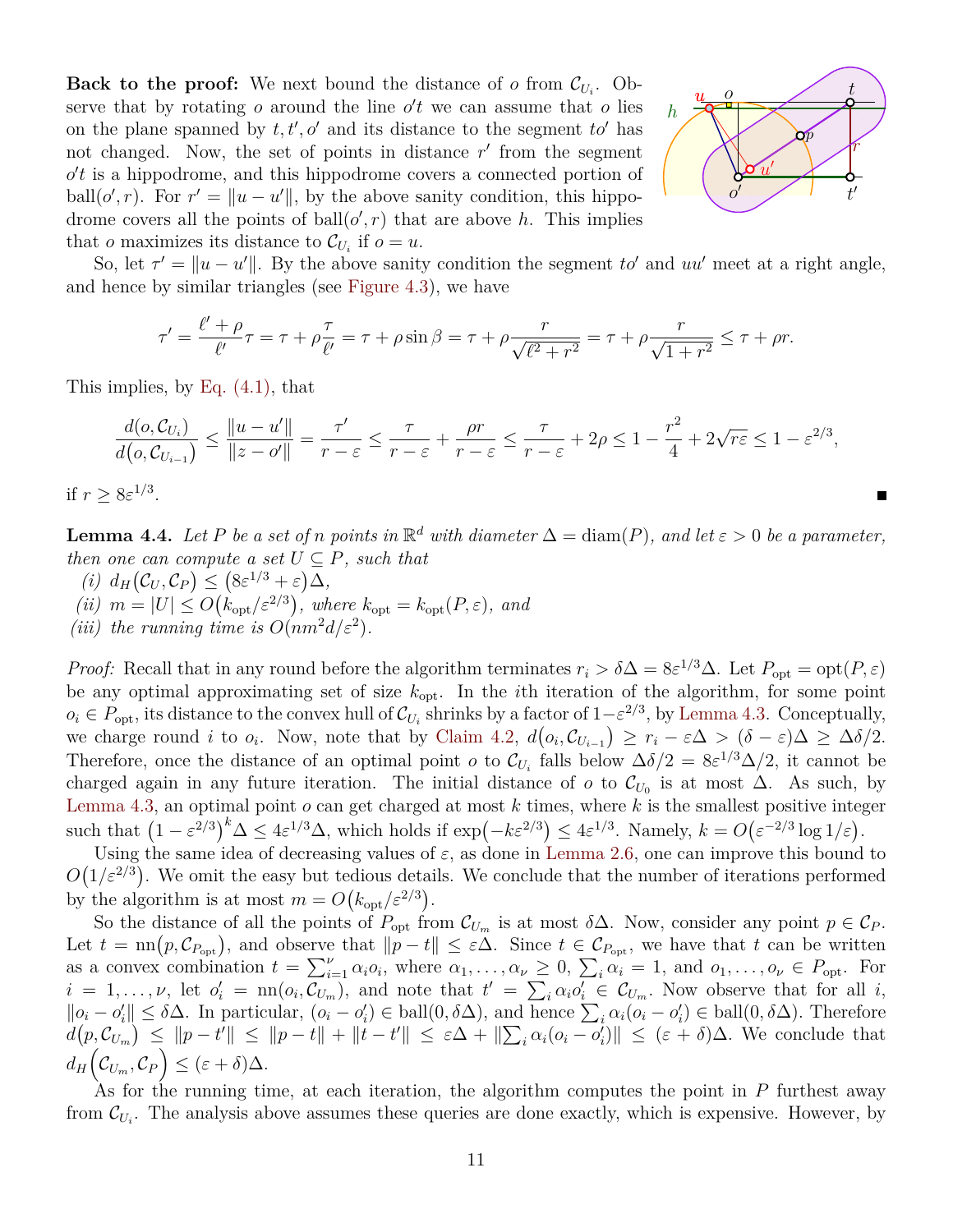**Back to the proof:** We next bound the distance of $o$ from $\mathcal{C}_{U_i}$. Observe that by rotating $o$ around the line $o't$ we can assume that $o$ lies on the plane spanned by $t, t', o'$ and its distance to the segment $to'$ has not changed. Now, the set of points in distance $r'$ from the segment $o't$ is a hippodrome, and this hippodrome covers a connected portion of $\mathrm{ball}(o', r)$. For $r' = \|u - u'\|$, by the above sanity condition, this hippodrome covers all the points of $\mathrm{ball}(o', r)$ that are above $h$. This implies that $o$ maximizes its distance to $\mathcal{C}_{U_i}$ if $o = u$.

So, let $\tau' = \|u - u'\|$. By the above sanity condition the segment $to'$ and $uu'$ meet at a right angle, and hence by similar triangles (see Figure 4.3), we have

$$\tau' = \frac{\ell' + \rho}{\ell'}\tau = \tau + \rho\frac{\tau}{\ell'} = \tau + \rho \sin\beta = \tau + \rho\frac{r}{\sqrt{\ell^2 + r^2}} = \tau + \rho\frac{r}{\sqrt{1 + r^2}} \le \tau + \rho r.$$

This implies, by Eq. (4.1), that

$$\frac{d(o, \mathcal{C}_{U_i})}{d\big(o, \mathcal{C}_{U_{i-1}}\big)} \le \frac{\|u - u'\|}{\|z - o'\|} = \frac{\tau'}{r - \varepsilon} \le \frac{\tau}{r - \varepsilon} + \frac{\rho r}{r - \varepsilon} \le \frac{\tau}{r - \varepsilon} + 2\rho \le 1 - \frac{r^2}{4} + 2\sqrt{r\varepsilon} \le 1 - \varepsilon^{2/3},$$

if $r \ge 8\varepsilon^{1/3}$. ∎

**Lemma 4.4.** *Let $P$ be a set of $n$ points in $\mathbb{R}^d$ with diameter $\Delta = \mathrm{diam}(P)$, and let $\varepsilon > 0$ be a parameter, then one can compute a set $U \subseteq P$, such that*

*(i) $d_H\big(\mathcal{C}_U, \mathcal{C}_P\big) \le \big(8\varepsilon^{1/3} + \varepsilon\big)\Delta$,*

*(ii) $m = |U| \le O\big(k_{\mathrm{opt}}/\varepsilon^{2/3}\big)$, where $k_{\mathrm{opt}} = k_{\mathrm{opt}}(P, \varepsilon)$, and*

*(iii) the running time is $O(nm^2 d/\varepsilon^2)$.*

*Proof:* Recall that in any round before the algorithm terminates $r_i > \delta\Delta = 8\varepsilon^{1/3}\Delta$. Let $P_{\mathrm{opt}} = \mathrm{opt}(P, \varepsilon)$ be any optimal approximating set of size $k_{\mathrm{opt}}$. In the $i$th iteration of the algorithm, for some point $o_i \in P_{\mathrm{opt}}$, its distance to the convex hull of $\mathcal{C}_{U_i}$ shrinks by a factor of $1 - \varepsilon^{2/3}$, by Lemma 4.3. Conceptually, we charge round $i$ to $o_i$. Now, note that by Claim 4.2, $d\big(o_i, \mathcal{C}_{U_{i-1}}\big) \ge r_i - \varepsilon\Delta > (\delta - \varepsilon)\Delta \ge \Delta\delta/2$. Therefore, once the distance of an optimal point $o$ to $\mathcal{C}_{U_i}$ falls below $\Delta\delta/2 = 8\varepsilon^{1/3}\Delta/2$, it cannot be charged again in any future iteration. The initial distance of $o$ to $\mathcal{C}_{U_0}$ is at most $\Delta$. As such, by Lemma 4.3, an optimal point $o$ can get charged at most $k$ times, where $k$ is the smallest positive integer such that $\big(1 - \varepsilon^{2/3}\big)^k\Delta \le 4\varepsilon^{1/3}\Delta$, which holds if $\exp\big(-k\varepsilon^{2/3}\big) \le 4\varepsilon^{1/3}$. Namely, $k = O\big(\varepsilon^{-2/3}\log 1/\varepsilon\big)$.

Using the same idea of decreasing values of $\varepsilon$, as done in Lemma 2.6, one can improve this bound to $O\big(1/\varepsilon^{2/3}\big)$. We omit the easy but tedious details. We conclude that the number of iterations performed by the algorithm is at most $m = O\big(k_{\mathrm{opt}}/\varepsilon^{2/3}\big)$.

So the distance of all the points of $P_{\mathrm{opt}}$ from $\mathcal{C}_{U_m}$ is at most $\delta\Delta$. Now, consider any point $p \in \mathcal{C}_P$. Let $t = \mathrm{nn}\big(p, \mathcal{C}_{P_{\mathrm{opt}}}\big)$, and observe that $\|p - t\| \le \varepsilon\Delta$. Since $t \in \mathcal{C}_{P_{\mathrm{opt}}}$, we have that $t$ can be written as a convex combination $t = \sum_{i=1}^{\nu}\alpha_i o_i$, where $\alpha_1, \ldots, \alpha_\nu \ge 0$, $\sum_i \alpha_i = 1$, and $o_1, \ldots, o_\nu \in P_{\mathrm{opt}}$. For $i = 1, \ldots, \nu$, let $o_i' = \mathrm{nn}(o_i, \mathcal{C}_{U_m})$, and note that $t' = \sum_i \alpha_i o_i' \in \mathcal{C}_{U_m}$. Now observe that for all $i$, $\|o_i - o_i'\| \le \delta\Delta$. In particular, $(o_i - o_i') \in \mathrm{ball}(0, \delta\Delta)$, and hence $\sum_i \alpha_i(o_i - o_i') \in \mathrm{ball}(0, \delta\Delta)$. Therefore $d\big(p, \mathcal{C}_{U_m}\big) \le \|p - t'\| \le \|p - t\| + \|t - t'\| \le \varepsilon\Delta + \|\sum_i \alpha_i(o_i - o_i')\| \le (\varepsilon + \delta)\Delta$. We conclude that $d_H\Big(\mathcal{C}_{U_m}, \mathcal{C}_P\Big) \le (\varepsilon + \delta)\Delta$.

As for the running time, at each iteration, the algorithm computes the point in $P$ furthest away from $\mathcal{C}_{U_i}$. The analysis above assumes these queries are done exactly, which is expensive. However, by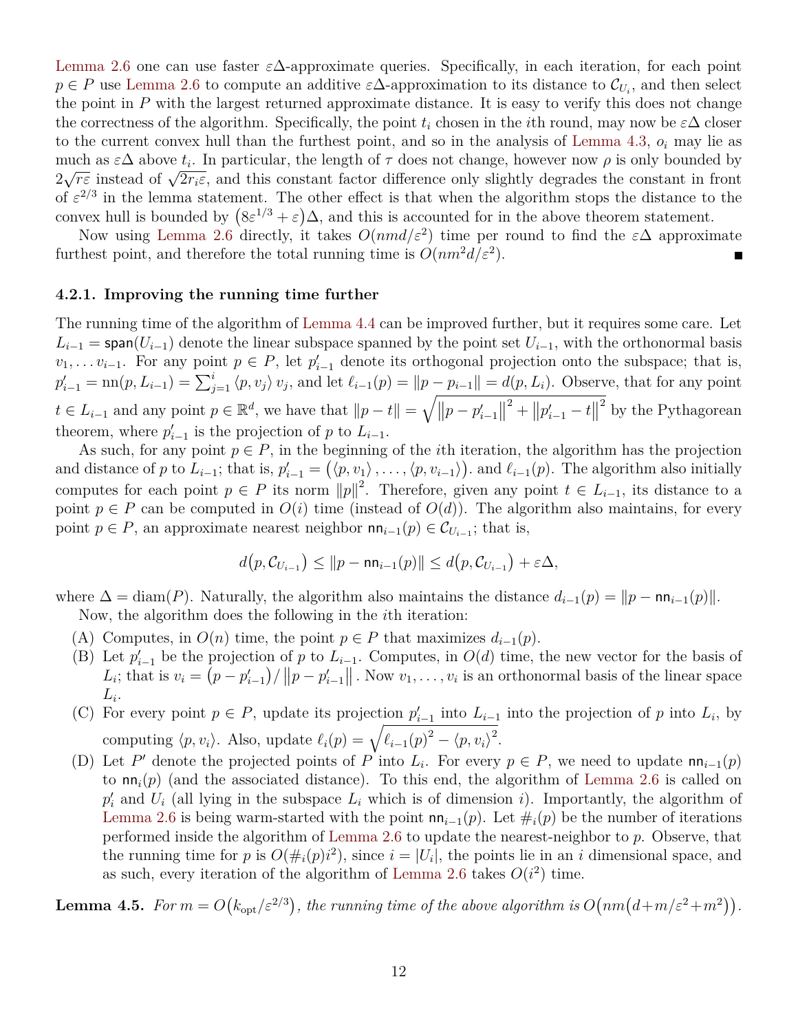Lemma 2.6 one can use faster $\varepsilon\Delta$-approximate queries. Specifically, in each iteration, for each point $p \in P$ use Lemma 2.6 to compute an additive $\varepsilon\Delta$-approximation to its distance to $\mathcal{C}_{U_i}$, and then select the point in $P$ with the largest returned approximate distance. It is easy to verify this does not change the correctness of the algorithm. Specifically, the point $t_i$ chosen in the $i$th round, may now be $\varepsilon\Delta$ closer to the current convex hull than the furthest point, and so in the analysis of Lemma 4.3, $o_i$ may lie as much as $\varepsilon\Delta$ above $t_i$. In particular, the length of $\tau$ does not change, however now $\rho$ is only bounded by $2\sqrt{r\varepsilon}$ instead of $\sqrt{2r_i\varepsilon}$, and this constant factor difference only slightly degrades the constant in front of $\varepsilon^{2/3}$ in the lemma statement. The other effect is that when the algorithm stops the distance to the convex hull is bounded by $\left(8\varepsilon^{1/3} + \varepsilon\right)\Delta$, and this is accounted for in the above theorem statement.

Now using Lemma 2.6 directly, it takes $O(nmd/\varepsilon^2)$ time per round to find the $\varepsilon\Delta$ approximate furthest point, and therefore the total running time is $O(nm^2d/\varepsilon^2)$. ∎

### 4.2.1. Improving the running time further

The running time of the algorithm of Lemma 4.4 can be improved further, but it requires some care. Let $L_{i-1} = \mathsf{span}(U_{i-1})$ denote the linear subspace spanned by the point set $U_{i-1}$, with the orthonormal basis $v_1, \ldots v_{i-1}$. For any point $p \in P$, let $p'_{i-1}$ denote its orthogonal projection onto the subspace; that is, $p'_{i-1} = \mathrm{nn}(p, L_{i-1}) = \sum_{j=1}^{i} \langle p, v_j \rangle v_j$, and let $\ell_{i-1}(p) = \|p - p_{i-1}\| = d(p, L_i)$. Observe, that for any point $t \in L_{i-1}$ and any point $p \in \mathbb{R}^d$, we have that $\|p - t\| = \sqrt{\|p - p'_{i-1}\|^2 + \|p'_{i-1} - t\|^2}$ by the Pythagorean theorem, where $p'_{i-1}$ is the projection of $p$ to $L_{i-1}$.

As such, for any point $p \in P$, in the beginning of the $i$th iteration, the algorithm has the projection and distance of $p$ to $L_{i-1}$; that is, $p'_{i-1} = \left(\langle p, v_1 \rangle, \ldots, \langle p, v_{i-1} \rangle\right)$. and $\ell_{i-1}(p)$. The algorithm also initially computes for each point $p \in P$ its norm $\|p\|^2$. Therefore, given any point $t \in L_{i-1}$, its distance to a point $p \in P$ can be computed in $O(i)$ time (instead of $O(d)$). The algorithm also maintains, for every point $p \in P$, an approximate nearest neighbor $\mathsf{nn}_{i-1}(p) \in \mathcal{C}_{U_{i-1}}$; that is,

$$d\left(p, \mathcal{C}_{U_{i-1}}\right) \leq \|p - \mathsf{nn}_{i-1}(p)\| \leq d\left(p, \mathcal{C}_{U_{i-1}}\right) + \varepsilon\Delta,$$

where $\Delta = \mathrm{diam}(P)$. Naturally, the algorithm also maintains the distance $d_{i-1}(p) = \|p - \mathsf{nn}_{i-1}(p)\|$.

Now, the algorithm does the following in the $i$th iteration:

(A) Computes, in $O(n)$ time, the point $p \in P$ that maximizes $d_{i-1}(p)$.

(B) Let $p'_{i-1}$ be the projection of $p$ to $L_{i-1}$. Computes, in $O(d)$ time, the new vector for the basis of $L_i$; that is $v_i = \left(p - p'_{i-1}\right) / \left\|p - p'_{i-1}\right\|$. Now $v_1, \ldots, v_i$ is an orthonormal basis of the linear space $L_i$.

(C) For every point $p \in P$, update its projection $p'_{i-1}$ into $L_{i-1}$ into the projection of $p$ into $L_i$, by computing $\langle p, v_i \rangle$. Also, update $\ell_i(p) = \sqrt{\ell_{i-1}(p)^2 - \langle p, v_i \rangle^2}$.

(D) Let $P'$ denote the projected points of $P$ into $L_i$. For every $p \in P$, we need to update $\mathsf{nn}_{i-1}(p)$ to $\mathsf{nn}_i(p)$ (and the associated distance). To this end, the algorithm of Lemma 2.6 is called on $p'_i$ and $U_i$ (all lying in the subspace $L_i$ which is of dimension $i$). Importantly, the algorithm of Lemma 2.6 is being warm-started with the point $\mathsf{nn}_{i-1}(p)$. Let $\#_i(p)$ be the number of iterations performed inside the algorithm of Lemma 2.6 to update the nearest-neighbor to $p$. Observe, that the running time for $p$ is $O(\#_i(p) i^2)$, since $i = |U_i|$, the points lie in an $i$ dimensional space, and as such, every iteration of the algorithm of Lemma 2.6 takes $O(i^2)$ time.

**Lemma 4.5.** *For $m = O\left(k_{\mathrm{opt}}/\varepsilon^{2/3}\right)$, the running time of the above algorithm is $O\left(nm\left(d + m/\varepsilon^2 + m^2\right)\right)$.*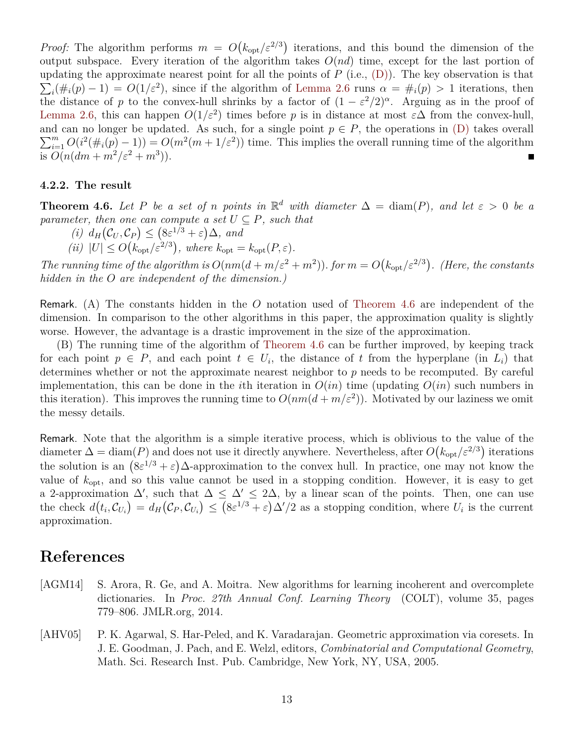*Proof:* The algorithm performs $m = O\big(k_{\text{opt}}/\varepsilon^{2/3}\big)$ iterations, and this bound the dimension of the output subspace. Every iteration of the algorithm takes $O(nd)$ time, except for the last portion of updating the approximate nearest point for all the points of $P$ (i.e., (D)). The key observation is that $\sum_i(\#_i(p) - 1) = O(1/\varepsilon^2)$, since if the algorithm of Lemma 2.6 runs $\alpha = \#_i(p) > 1$ iterations, then the distance of $p$ to the convex-hull shrinks by a factor of $(1 - \varepsilon^2/2)^\alpha$. Arguing as in the proof of Lemma 2.6, this can happen $O(1/\varepsilon^2)$ times before $p$ is in distance at most $\varepsilon\Delta$ from the convex-hull, and can no longer be updated. As such, for a single point $p \in P$, the operations in (D) takes overall $\sum_{i=1}^m O(i^2(\#_i(p) - 1)) = O(m^2(m + 1/\varepsilon^2))$ time. This implies the overall running time of the algorithm is $O(n(dm + m^2/\varepsilon^2 + m^3))$. ∎

#### 4.2.2. The result

**Theorem 4.6.** *Let $P$ be a set of $n$ points in $\mathbb{R}^d$ with diameter $\Delta = \operatorname{diam}(P)$, and let $\varepsilon > 0$ be a parameter, then one can compute a set $U \subseteq P$, such that*

*(i) $d_H\big(\mathcal{C}_U, \mathcal{C}_P\big) \leq \big(8\varepsilon^{1/3} + \varepsilon\big)\Delta$, and*

*(ii) $|U| \leq O\big(k_{\text{opt}}/\varepsilon^{2/3}\big)$, where $k_{\text{opt}} = k_{\text{opt}}(P, \varepsilon)$.*

*The running time of the algorithm is $O(nm(d + m/\varepsilon^2 + m^2))$. for $m = O\big(k_{\text{opt}}/\varepsilon^{2/3}\big)$. (Here, the constants hidden in the $O$ are independent of the dimension.)*

Remark. (A) The constants hidden in the $O$ notation used of Theorem 4.6 are independent of the dimension. In comparison to the other algorithms in this paper, the approximation quality is slightly worse. However, the advantage is a drastic improvement in the size of the approximation.

(B) The running time of the algorithm of Theorem 4.6 can be further improved, by keeping track for each point $p \in P$, and each point $t \in U_i$, the distance of $t$ from the hyperplane (in $L_i$) that determines whether or not the approximate nearest neighbor to $p$ needs to be recomputed. By careful implementation, this can be done in the $i$th iteration in $O(in)$ time (updating $O(in)$ such numbers in this iteration). This improves the running time to $O(nm(d + m/\varepsilon^2))$. Motivated by our laziness we omit the messy details.

Remark. Note that the algorithm is a simple iterative process, which is oblivious to the value of the diameter $\Delta = \operatorname{diam}(P)$ and does not use it directly anywhere. Nevertheless, after $O\big(k_{\text{opt}}/\varepsilon^{2/3}\big)$ iterations the solution is an $\big(8\varepsilon^{1/3} + \varepsilon\big)\Delta$-approximation to the convex hull. In practice, one may not know the value of $k_{\text{opt}}$, and so this value cannot be used in a stopping condition. However, it is easy to get a 2-approximation $\Delta'$, such that $\Delta \leq \Delta' \leq 2\Delta$, by a linear scan of the points. Then, one can use the check $d\big(t_i, \mathcal{C}_{U_i}\big) = d_H\big(\mathcal{C}_P, \mathcal{C}_{U_i}\big) \leq \big(8\varepsilon^{1/3} + \varepsilon\big)\Delta'/2$ as a stopping condition, where $U_i$ is the current approximation.

# References

[AGM14] S. Arora, R. Ge, and A. Moitra. New algorithms for learning incoherent and overcomplete dictionaries. In *Proc. 27th Annual Conf. Learning Theory* (COLT), volume 35, pages 779–806. JMLR.org, 2014.

[AHV05] P. K. Agarwal, S. Har-Peled, and K. Varadarajan. Geometric approximation via coresets. In J. E. Goodman, J. Pach, and E. Welzl, editors, *Combinatorial and Computational Geometry*, Math. Sci. Research Inst. Pub. Cambridge, New York, NY, USA, 2005.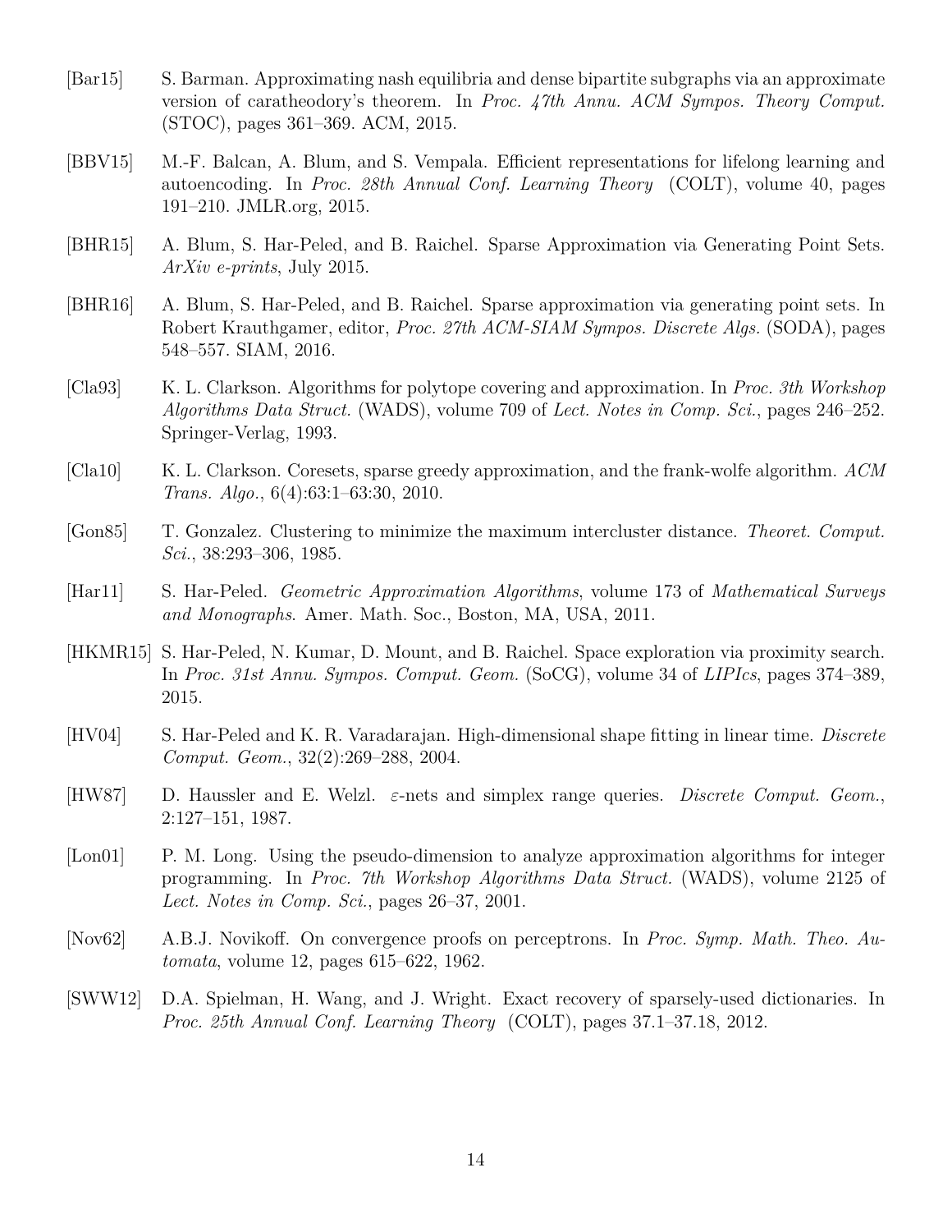[Bar15] S. Barman. Approximating nash equilibria and dense bipartite subgraphs via an approximate version of caratheodory's theorem. In *Proc. 47th Annu. ACM Sympos. Theory Comput.* (STOC), pages 361–369. ACM, 2015.

[BBV15] M.-F. Balcan, A. Blum, and S. Vempala. Efficient representations for lifelong learning and autoencoding. In *Proc. 28th Annual Conf. Learning Theory* (COLT), volume 40, pages 191–210. JMLR.org, 2015.

[BHR15] A. Blum, S. Har-Peled, and B. Raichel. Sparse Approximation via Generating Point Sets. *ArXiv e-prints*, July 2015.

[BHR16] A. Blum, S. Har-Peled, and B. Raichel. Sparse approximation via generating point sets. In Robert Krauthgamer, editor, *Proc. 27th ACM-SIAM Sympos. Discrete Algs.* (SODA), pages 548–557. SIAM, 2016.

[Cla93] K. L. Clarkson. Algorithms for polytope covering and approximation. In *Proc. 3th Workshop Algorithms Data Struct.* (WADS), volume 709 of *Lect. Notes in Comp. Sci.*, pages 246–252. Springer-Verlag, 1993.

[Cla10] K. L. Clarkson. Coresets, sparse greedy approximation, and the frank-wolfe algorithm. *ACM Trans. Algo.*, 6(4):63:1–63:30, 2010.

[Gon85] T. Gonzalez. Clustering to minimize the maximum intercluster distance. *Theoret. Comput. Sci.*, 38:293–306, 1985.

[Har11] S. Har-Peled. *Geometric Approximation Algorithms*, volume 173 of *Mathematical Surveys and Monographs*. Amer. Math. Soc., Boston, MA, USA, 2011.

[HKMR15] S. Har-Peled, N. Kumar, D. Mount, and B. Raichel. Space exploration via proximity search. In *Proc. 31st Annu. Sympos. Comput. Geom.* (SoCG), volume 34 of *LIPIcs*, pages 374–389, 2015.

[HV04] S. Har-Peled and K. R. Varadarajan. High-dimensional shape fitting in linear time. *Discrete Comput. Geom.*, 32(2):269–288, 2004.

[HW87] D. Haussler and E. Welzl. $\varepsilon$-nets and simplex range queries. *Discrete Comput. Geom.*, 2:127–151, 1987.

[Lon01] P. M. Long. Using the pseudo-dimension to analyze approximation algorithms for integer programming. In *Proc. 7th Workshop Algorithms Data Struct.* (WADS), volume 2125 of *Lect. Notes in Comp. Sci.*, pages 26–37, 2001.

[Nov62] A.B.J. Novikoff. On convergence proofs on perceptrons. In *Proc. Symp. Math. Theo. Automata*, volume 12, pages 615–622, 1962.

[SWW12] D.A. Spielman, H. Wang, and J. Wright. Exact recovery of sparsely-used dictionaries. In *Proc. 25th Annual Conf. Learning Theory* (COLT), pages 37.1–37.18, 2012.